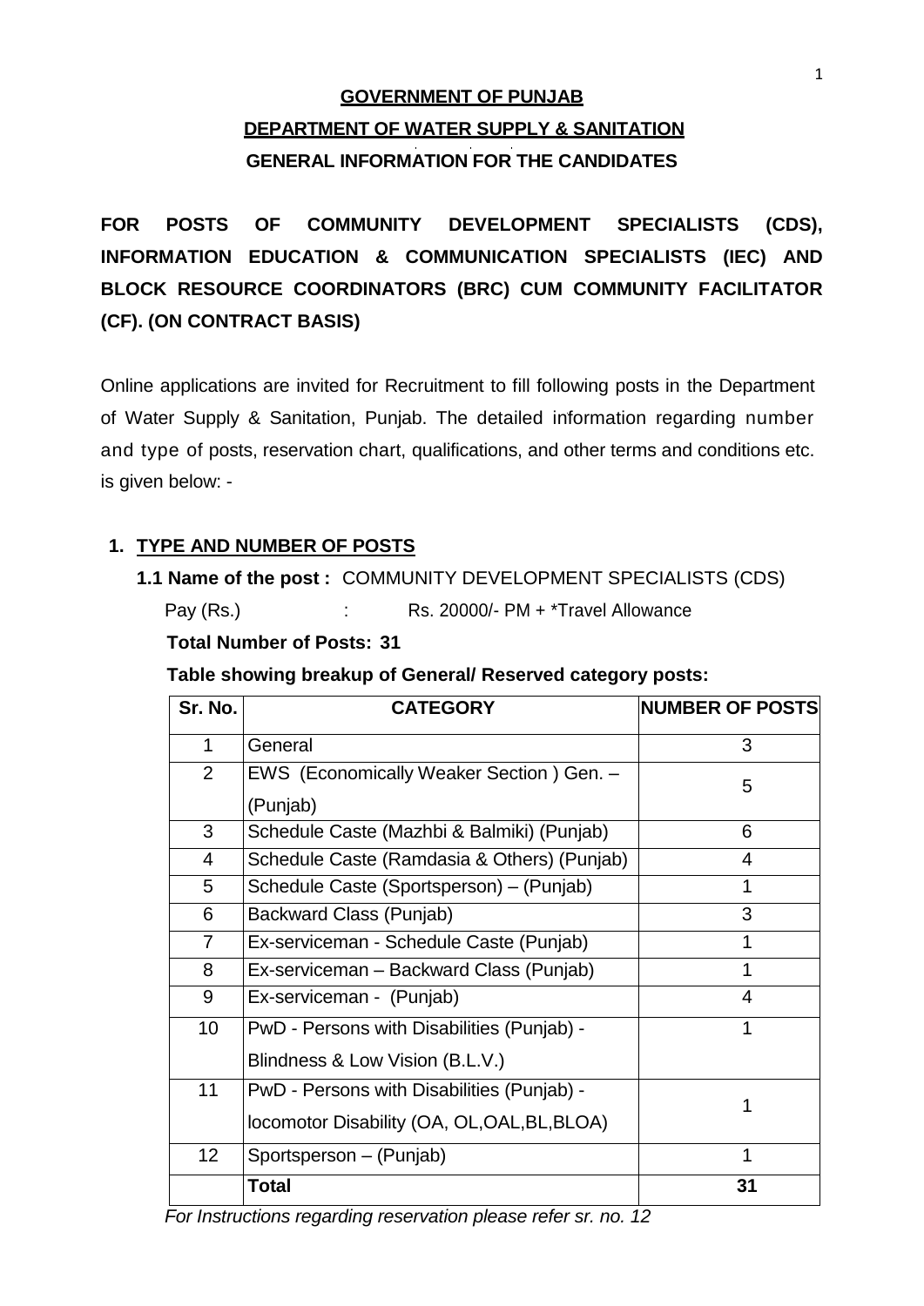**GOVERNMENT OF PUNJAB**

**DEPARTMENT OF WATER SUPPLY & SANITATION**

**GENERAL INFORMATION FOR THE CANDIDATES**

**FOR POSTS OF COMMUNITY DEVELOPMENT SPECIALISTS (CDS), INFORMATION EDUCATION & COMMUNICATION SPECIALISTS (IEC) AND BLOCK RESOURCE COORDINATORS (BRC) CUM COMMUNITY FACILITATOR (CF). (ON CONTRACT BASIS)**

Online applications are invited for Recruitment to fill following posts in the Department of Water Supply & Sanitation, Punjab. The detailed information regarding number and type of posts, reservation chart, qualifications, and other terms and conditions etc. is given below: -

## 1. TYPE AND NUMBER OF POSTS

**1.1 Name of the post :** COMMUNITY DEVELOPMENT SPECIALISTS (CDS)

Pay (Rs.) : Rs. 20000/- PM + *Travel Allowance

**Total Number of Posts: 31**

**Table showing breakup of General/ Reserved category posts:**

| Sr. No. | CATEGORY | NUMBER OF POSTS |
|---|---|---|
| 1 | General | 3 |
| 2 | EWS (Economically Weaker Section ) Gen. – (Punjab) | 5 |
| 3 | Schedule Caste (Mazhbi & Balmiki) (Punjab) | 6 |
| 4 | Schedule Caste (Ramdasia & Others) (Punjab) | 4 |
| 5 | Schedule Caste (Sportsperson) – (Punjab) | 1 |
| 6 | Backward Class (Punjab) | 3 |
| 7 | Ex-serviceman - Schedule Caste (Punjab) | 1 |
| 8 | Ex-serviceman – Backward Class (Punjab) | 1 |
| 9 | Ex-serviceman - (Punjab) | 4 |
| 10 | PwD - Persons with Disabilities (Punjab) - Blindness & Low Vision (B.L.V.) | 1 |
| 11 | PwD - Persons with Disabilities (Punjab) - locomotor Disability (OA, OL,OAL,BL,BLOA) | 1 |
| 12 | Sportsperson – (Punjab) | 1 |
| | **Total** | **31** |

*For Instructions regarding reservation please refer sr. no. 12*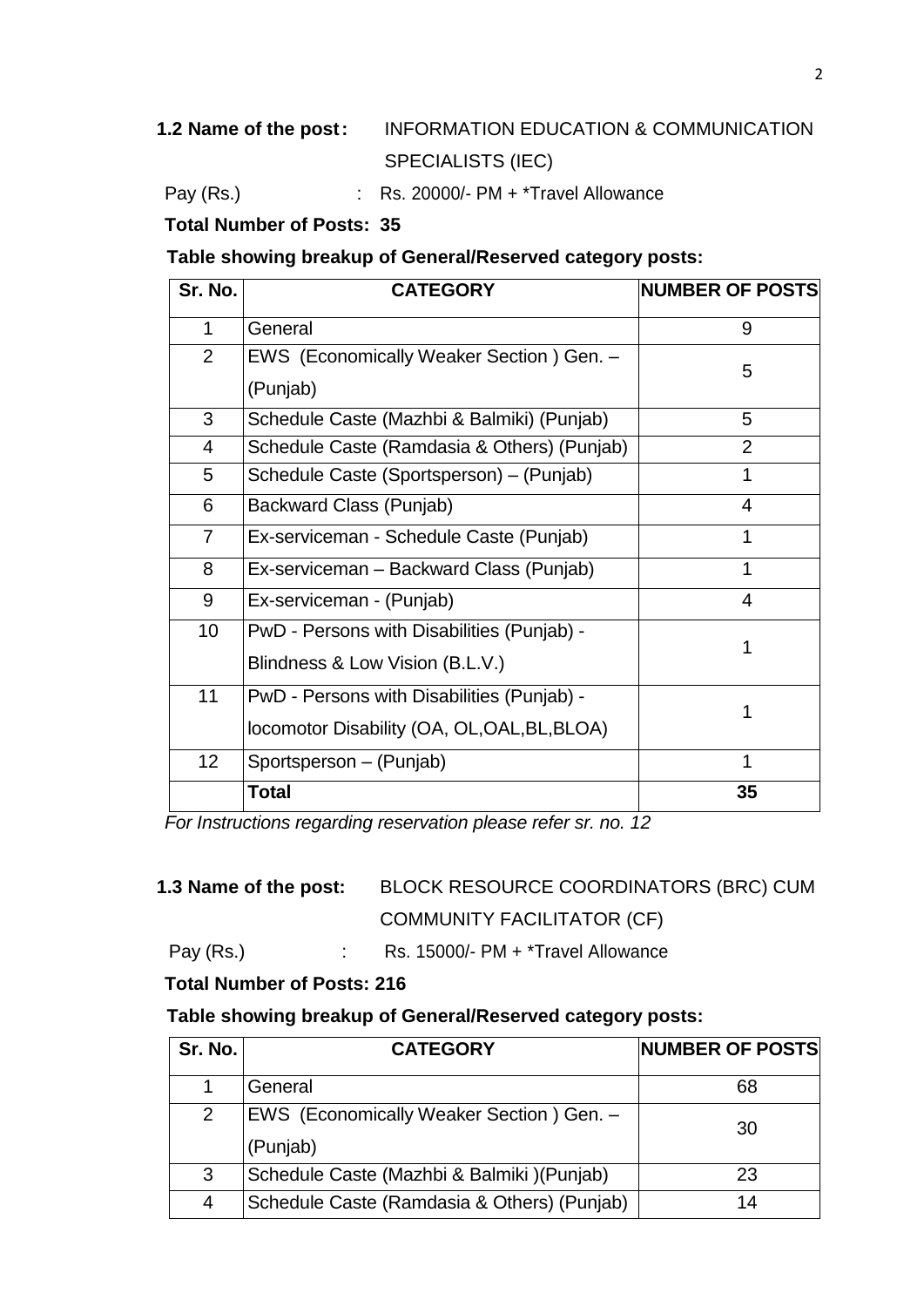**1.2 Name of the post:** INFORMATION EDUCATION & COMMUNICATION SPECIALISTS (IEC)

Pay (Rs.) : Rs. 20000/- PM + *Travel Allowance

**Total Number of Posts: 35**

**Table showing breakup of General/Reserved category posts:**

| Sr. No. | CATEGORY | NUMBER OF POSTS |
|---|---|---|
| 1 | General | 9 |
| 2 | EWS (Economically Weaker Section ) Gen. – (Punjab) | 5 |
| 3 | Schedule Caste (Mazhbi & Balmiki) (Punjab) | 5 |
| 4 | Schedule Caste (Ramdasia & Others) (Punjab) | 2 |
| 5 | Schedule Caste (Sportsperson) – (Punjab) | 1 |
| 6 | Backward Class (Punjab) | 4 |
| 7 | Ex-serviceman - Schedule Caste (Punjab) | 1 |
| 8 | Ex-serviceman – Backward Class (Punjab) | 1 |
| 9 | Ex-serviceman - (Punjab) | 4 |
| 10 | PwD - Persons with Disabilities (Punjab) - Blindness & Low Vision (B.L.V.) | 1 |
| 11 | PwD - Persons with Disabilities (Punjab) - locomotor Disability (OA, OL,OAL,BL,BLOA) | 1 |
| 12 | Sportsperson – (Punjab) | 1 |
| | **Total** | **35** |

*For Instructions regarding reservation please refer sr. no. 12*

**1.3 Name of the post:** BLOCK RESOURCE COORDINATORS (BRC) CUM COMMUNITY FACILITATOR (CF)

Pay (Rs.) : Rs. 15000/- PM + *Travel Allowance

**Total Number of Posts: 216**

**Table showing breakup of General/Reserved category posts:**

| Sr. No. | CATEGORY | NUMBER OF POSTS |
|---|---|---|
| 1 | General | 68 |
| 2 | EWS (Economically Weaker Section ) Gen. – (Punjab) | 30 |
| 3 | Schedule Caste (Mazhbi & Balmiki )(Punjab) | 23 |
| 4 | Schedule Caste (Ramdasia & Others) (Punjab) | 14 |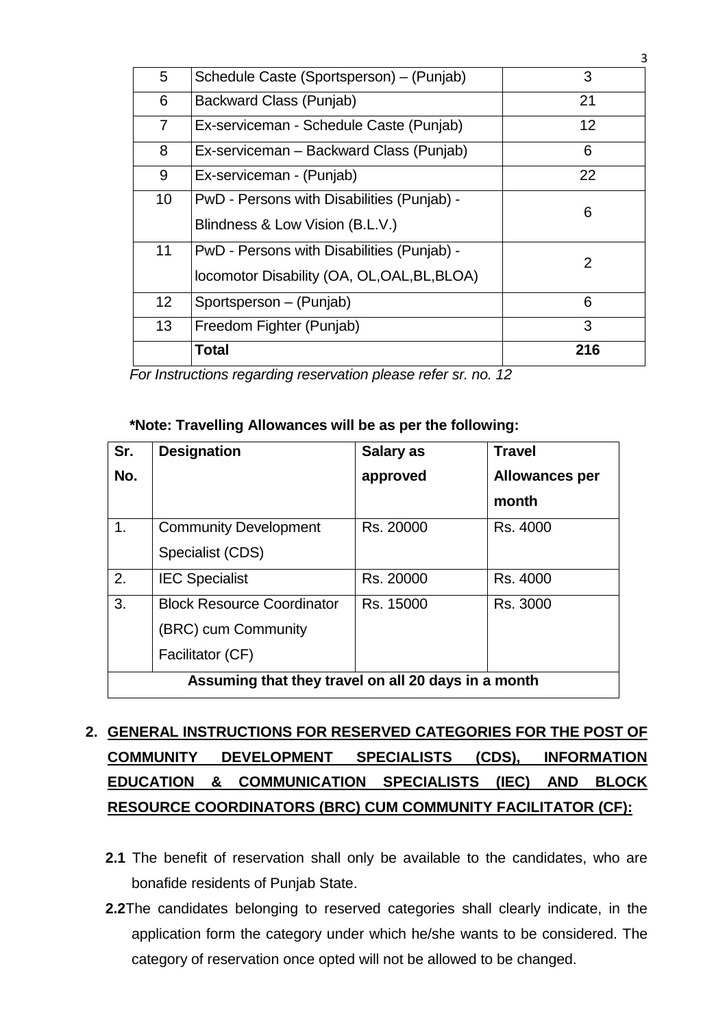| | | |
|---|---|---|
| 5 | Schedule Caste (Sportsperson) – (Punjab) | 3 |
| 6 | Backward Class (Punjab) | 21 |
| 7 | Ex-serviceman - Schedule Caste (Punjab) | 12 |
| 8 | Ex-serviceman – Backward Class (Punjab) | 6 |
| 9 | Ex-serviceman - (Punjab) | 22 |
| 10 | PwD - Persons with Disabilities (Punjab) - Blindness & Low Vision (B.L.V.) | 6 |
| 11 | PwD - Persons with Disabilities (Punjab) - locomotor Disability (OA, OL,OAL,BL,BLOA) | 2 |
| 12 | Sportsperson – (Punjab) | 6 |
| 13 | Freedom Fighter (Punjab) | 3 |
| | **Total** | **216** |

*For Instructions regarding reservation please refer sr. no. 12*

**\*Note: Travelling Allowances will be as per the following:**

| Sr. No. | Designation | Salary as approved | Travel Allowances per month |
|---|---|---|---|
| 1. | Community Development Specialist (CDS) | Rs. 20000 | Rs. 4000 |
| 2. | IEC Specialist | Rs. 20000 | Rs. 4000 |
| 3. | Block Resource Coordinator (BRC) cum Community Facilitator (CF) | Rs. 15000 | Rs. 3000 |
| **Assuming that they travel on all 20 days in a month** | | | |

## 2. GENERAL INSTRUCTIONS FOR RESERVED CATEGORIES FOR THE POST OF COMMUNITY DEVELOPMENT SPECIALISTS (CDS), INFORMATION EDUCATION & COMMUNICATION SPECIALISTS (IEC) AND BLOCK RESOURCE COORDINATORS (BRC) CUM COMMUNITY FACILITATOR (CF):

**2.1** The benefit of reservation shall only be available to the candidates, who are bonafide residents of Punjab State.

**2.2** The candidates belonging to reserved categories shall clearly indicate, in the application form the category under which he/she wants to be considered. The category of reservation once opted will not be allowed to be changed.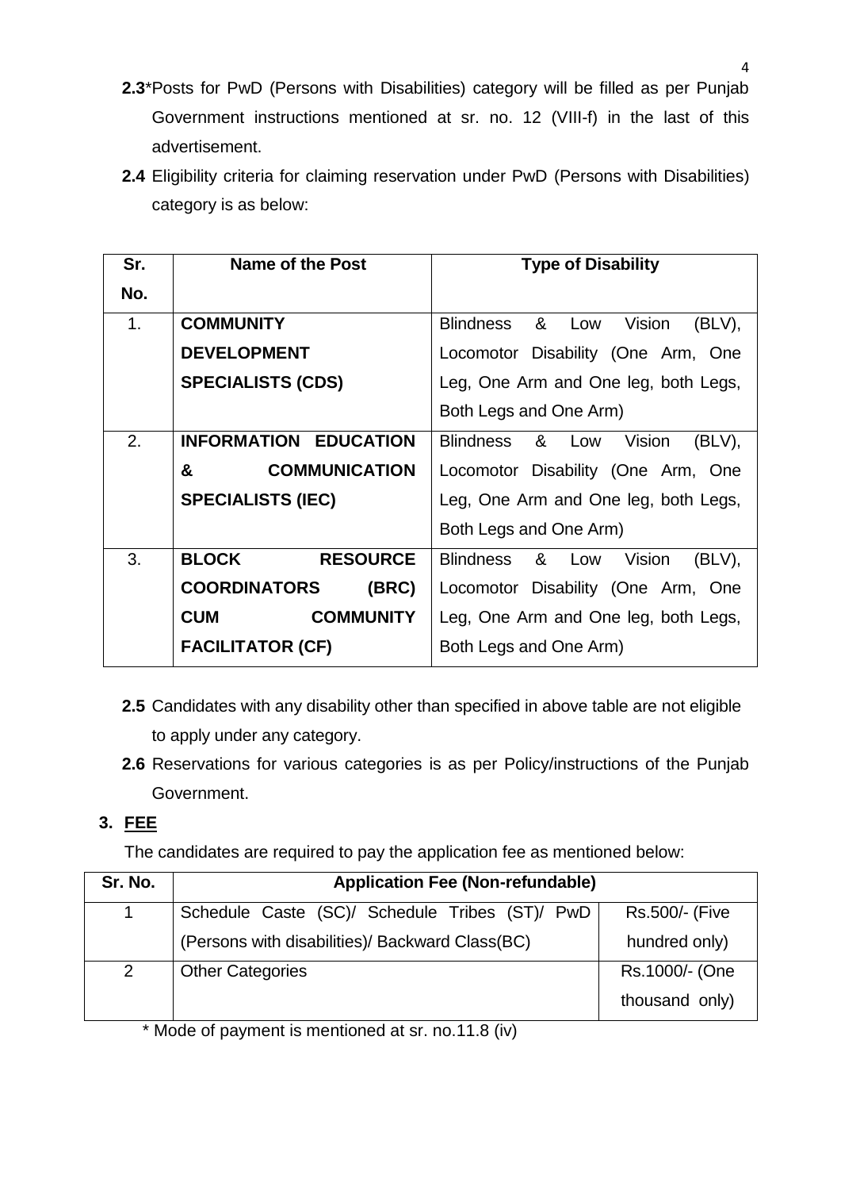**2.3***Posts for PwD (Persons with Disabilities) category will be filled as per Punjab Government instructions mentioned at sr. no. 12 (VIII-f) in the last of this advertisement.

**2.4** Eligibility criteria for claiming reservation under PwD (Persons with Disabilities) category is as below:

| Sr. No. | Name of the Post | Type of Disability |
|---|---|---|
| 1. | **COMMUNITY DEVELOPMENT SPECIALISTS (CDS)** | Blindness & Low Vision (BLV), Locomotor Disability (One Arm, One Leg, One Arm and One leg, both Legs, Both Legs and One Arm) |
| 2. | **INFORMATION EDUCATION & COMMUNICATION SPECIALISTS (IEC)** | Blindness & Low Vision (BLV), Locomotor Disability (One Arm, One Leg, One Arm and One leg, both Legs, Both Legs and One Arm) |
| 3. | **BLOCK RESOURCE COORDINATORS (BRC) CUM COMMUNITY FACILITATOR (CF)** | Blindness & Low Vision (BLV), Locomotor Disability (One Arm, One Leg, One Arm and One leg, both Legs, Both Legs and One Arm) |

**2.5** Candidates with any disability other than specified in above table are not eligible to apply under any category.

**2.6** Reservations for various categories is as per Policy/instructions of the Punjab Government.

## 3. FEE

The candidates are required to pay the application fee as mentioned below:

| Sr. No. | Application Fee (Non-refundable) | |
|---|---|---|
| 1 | Schedule Caste (SC)/ Schedule Tribes (ST)/ PwD (Persons with disabilities)/ Backward Class(BC) | Rs.500/- (Five hundred only) |
| 2 | Other Categories | Rs.1000/- (One thousand only) |

\* Mode of payment is mentioned at sr. no.11.8 (iv)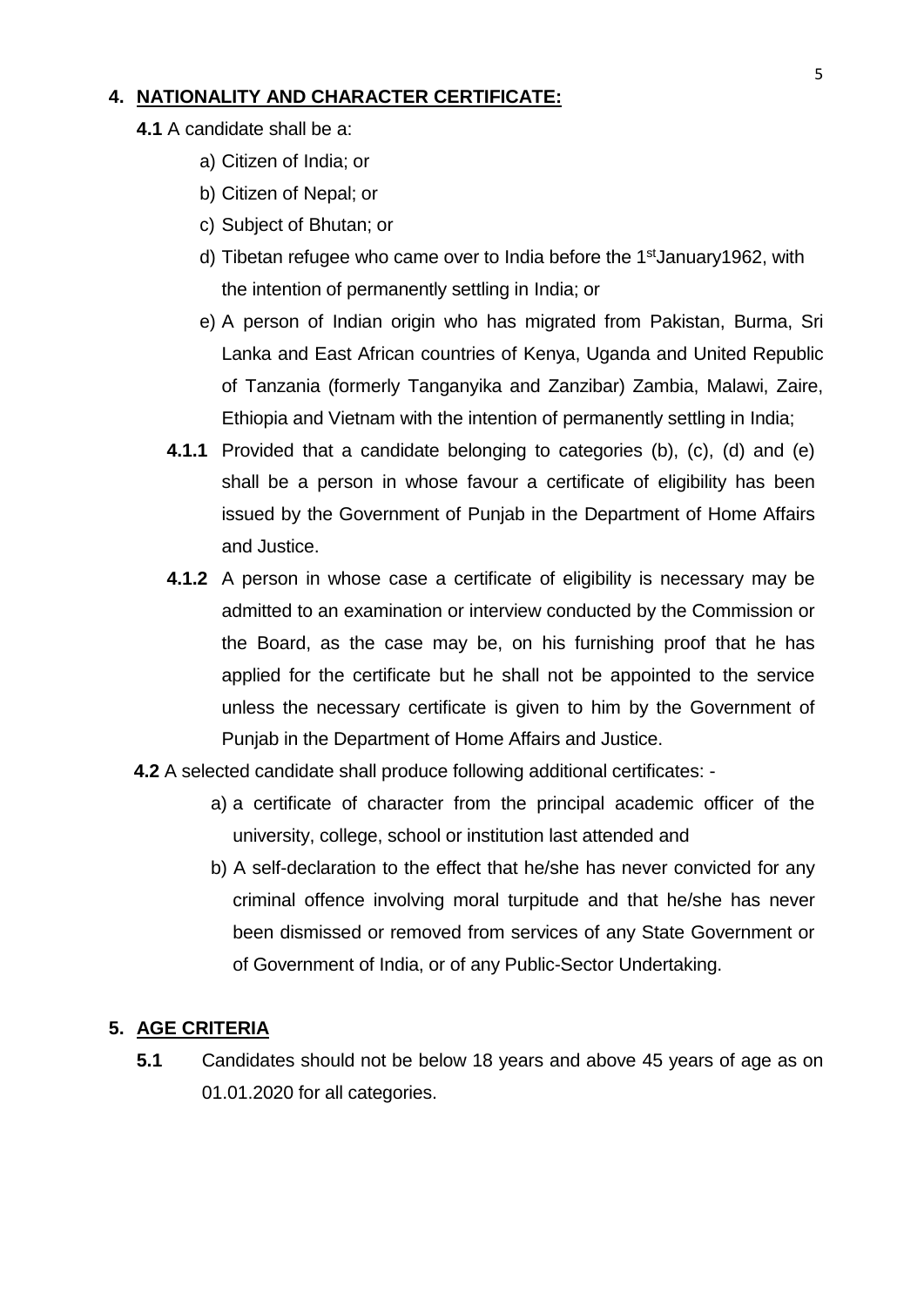## 4. NATIONALITY AND CHARACTER CERTIFICATE:

**4.1** A candidate shall be a:

a) Citizen of India; or

b) Citizen of Nepal; or

c) Subject of Bhutan; or

d) Tibetan refugee who came over to India before the 1st January1962, with the intention of permanently settling in India; or

e) A person of Indian origin who has migrated from Pakistan, Burma, Sri Lanka and East African countries of Kenya, Uganda and United Republic of Tanzania (formerly Tanganyika and Zanzibar) Zambia, Malawi, Zaire, Ethiopia and Vietnam with the intention of permanently settling in India;

**4.1.1** Provided that a candidate belonging to categories (b), (c), (d) and (e) shall be a person in whose favour a certificate of eligibility has been issued by the Government of Punjab in the Department of Home Affairs and Justice.

**4.1.2** A person in whose case a certificate of eligibility is necessary may be admitted to an examination or interview conducted by the Commission or the Board, as the case may be, on his furnishing proof that he has applied for the certificate but he shall not be appointed to the service unless the necessary certificate is given to him by the Government of Punjab in the Department of Home Affairs and Justice.

**4.2** A selected candidate shall produce following additional certificates: -

a) a certificate of character from the principal academic officer of the university, college, school or institution last attended and

b) A self-declaration to the effect that he/she has never convicted for any criminal offence involving moral turpitude and that he/she has never been dismissed or removed from services of any State Government or of Government of India, or of any Public-Sector Undertaking.

## 5. AGE CRITERIA

**5.1** Candidates should not be below 18 years and above 45 years of age as on 01.01.2020 for all categories.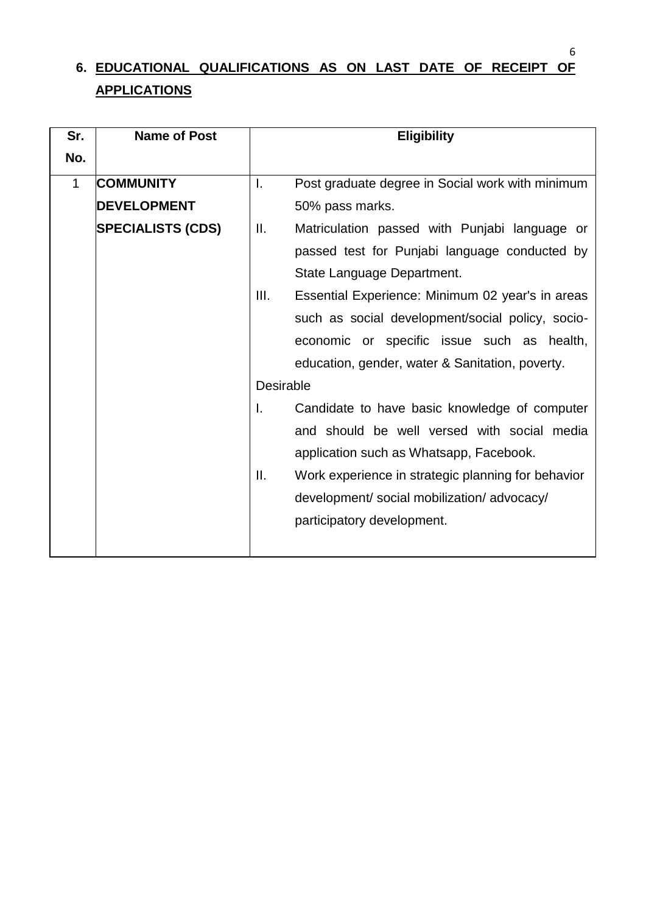## 6. EDUCATIONAL QUALIFICATIONS AS ON LAST DATE OF RECEIPT OF APPLICATIONS

| Sr. No. | Name of Post | Eligibility |
|---|---|---|
| 1 | **COMMUNITY DEVELOPMENT SPECIALISTS (CDS)** | I. Post graduate degree in Social work with minimum 50% pass marks.<br>II. Matriculation passed with Punjabi language or passed test for Punjabi language conducted by State Language Department.<br>III. Essential Experience: Minimum 02 year's in areas such as social development/social policy, socio-economic or specific issue such as health, education, gender, water & Sanitation, poverty.<br>Desirable<br>I. Candidate to have basic knowledge of computer and should be well versed with social media application such as Whatsapp, Facebook.<br>II. Work experience in strategic planning for behavior development/ social mobilization/ advocacy/ participatory development. |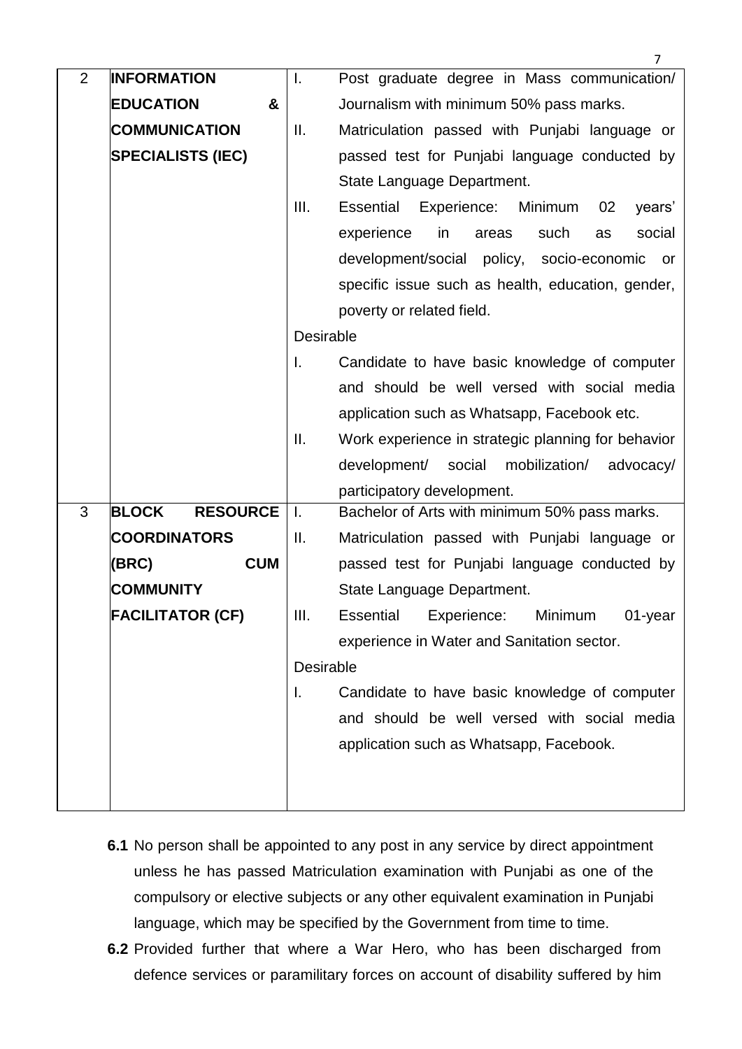| | | |
|---|---|---|
| 2 | **INFORMATION EDUCATION & COMMUNICATION SPECIALISTS (IEC)** | I. Post graduate degree in Mass communication/ Journalism with minimum 50% pass marks.<br>II. Matriculation passed with Punjabi language or passed test for Punjabi language conducted by State Language Department.<br>III. Essential Experience: Minimum 02 years' experience in areas such as social development/social policy, socio-economic or specific issue such as health, education, gender, poverty or related field.<br>Desirable<br>I. Candidate to have basic knowledge of computer and should be well versed with social media application such as Whatsapp, Facebook etc.<br>II. Work experience in strategic planning for behavior development/ social mobilization/ advocacy/ participatory development. |
| 3 | **BLOCK RESOURCE COORDINATORS (BRC) CUM COMMUNITY FACILITATOR (CF)** | I. Bachelor of Arts with minimum 50% pass marks.<br>II. Matriculation passed with Punjabi language or passed test for Punjabi language conducted by State Language Department.<br>III. Essential Experience: Minimum 01-year experience in Water and Sanitation sector.<br>Desirable<br>I. Candidate to have basic knowledge of computer and should be well versed with social media application such as Whatsapp, Facebook. |

**6.1** No person shall be appointed to any post in any service by direct appointment unless he has passed Matriculation examination with Punjabi as one of the compulsory or elective subjects or any other equivalent examination in Punjabi language, which may be specified by the Government from time to time.

**6.2** Provided further that where a War Hero, who has been discharged from defence services or paramilitary forces on account of disability suffered by him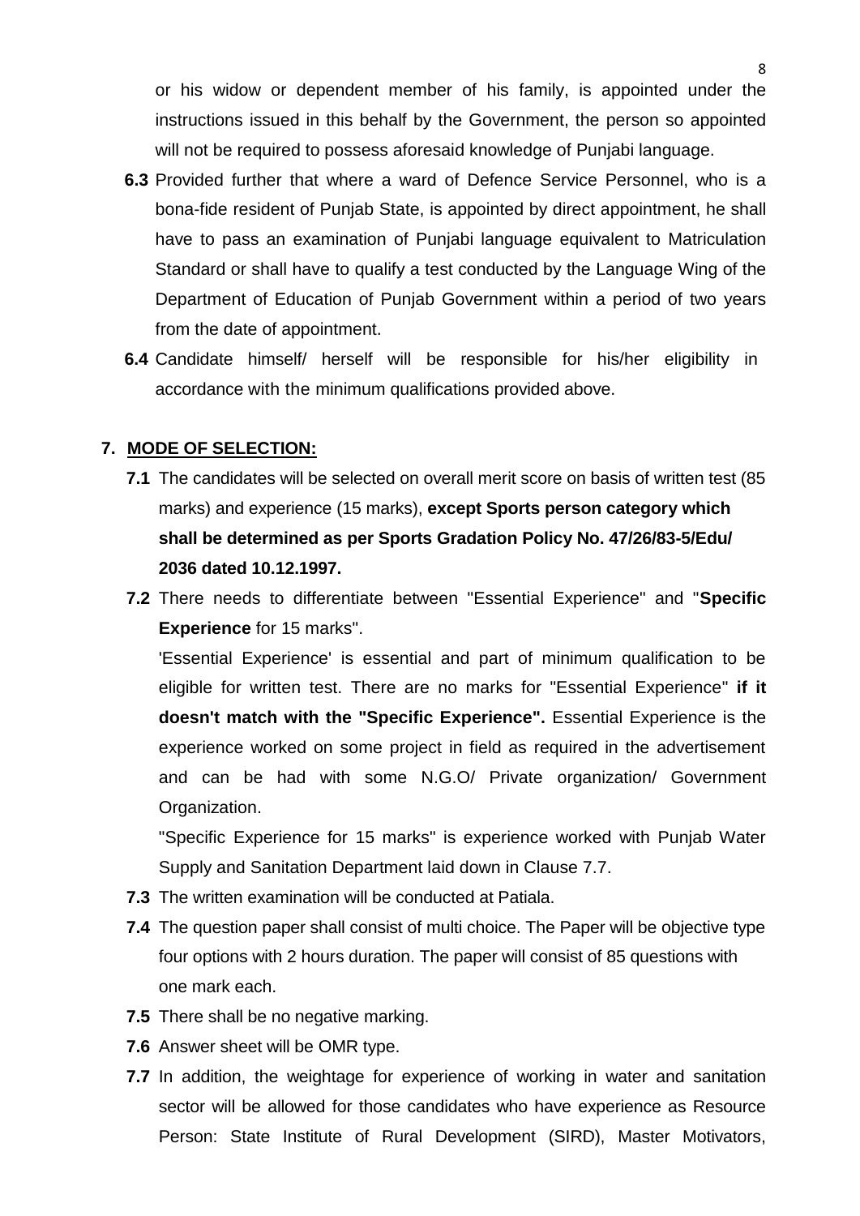or his widow or dependent member of his family, is appointed under the instructions issued in this behalf by the Government, the person so appointed will not be required to possess aforesaid knowledge of Punjabi language.

**6.3** Provided further that where a ward of Defence Service Personnel, who is a bona-fide resident of Punjab State, is appointed by direct appointment, he shall have to pass an examination of Punjabi language equivalent to Matriculation Standard or shall have to qualify a test conducted by the Language Wing of the Department of Education of Punjab Government within a period of two years from the date of appointment.

**6.4** Candidate himself/ herself will be responsible for his/her eligibility in accordance with the minimum qualifications provided above.

## 7. MODE OF SELECTION:

**7.1** The candidates will be selected on overall merit score on basis of written test (85 marks) and experience (15 marks), **except Sports person category which shall be determined as per Sports Gradation Policy No. 47/26/83-5/Edu/ 2036 dated 10.12.1997.**

**7.2** There needs to differentiate between "Essential Experience" and "**Specific Experience** for 15 marks".

'Essential Experience' is essential and part of minimum qualification to be eligible for written test. There are no marks for "Essential Experience" **if it doesn't match with the "Specific Experience".** Essential Experience is the experience worked on some project in field as required in the advertisement and can be had with some N.G.O/ Private organization/ Government Organization.

"Specific Experience for 15 marks" is experience worked with Punjab Water Supply and Sanitation Department laid down in Clause 7.7.

**7.3** The written examination will be conducted at Patiala.

**7.4** The question paper shall consist of multi choice. The Paper will be objective type four options with 2 hours duration. The paper will consist of 85 questions with one mark each.

**7.5** There shall be no negative marking.

**7.6** Answer sheet will be OMR type.

**7.7** In addition, the weightage for experience of working in water and sanitation sector will be allowed for those candidates who have experience as Resource Person: State Institute of Rural Development (SIRD), Master Motivators,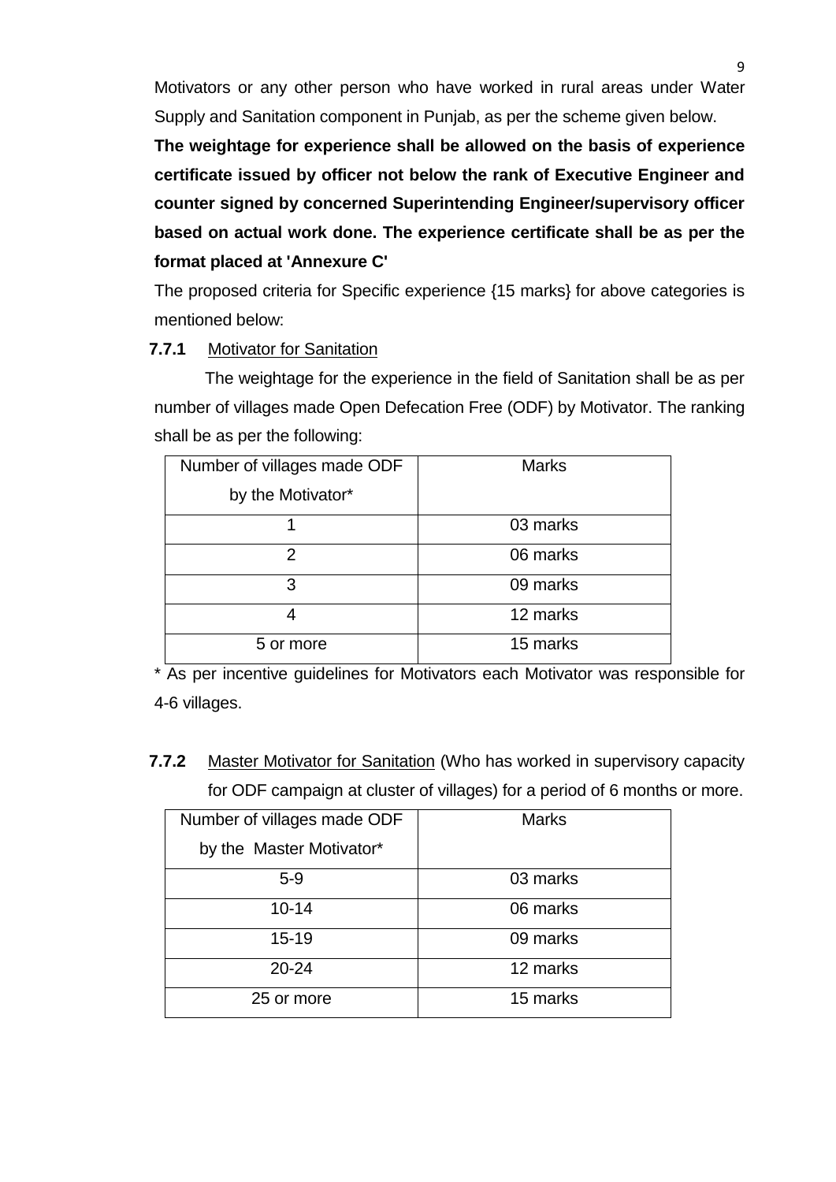Motivators or any other person who have worked in rural areas under Water Supply and Sanitation component in Punjab, as per the scheme given below.

**The weightage for experience shall be allowed on the basis of experience certificate issued by officer not below the rank of Executive Engineer and counter signed by concerned Superintending Engineer/supervisory officer based on actual work done. The experience certificate shall be as per the format placed at 'Annexure C'**

The proposed criteria for Specific experience {15 marks} for above categories is mentioned below:

**7.7.1** Motivator for Sanitation

The weightage for the experience in the field of Sanitation shall be as per number of villages made Open Defecation Free (ODF) by Motivator. The ranking shall be as per the following:

| Number of villages made ODF by the Motivator* | Marks |
|---|---|
| 1 | 03 marks |
| 2 | 06 marks |
| 3 | 09 marks |
| 4 | 12 marks |
| 5 or more | 15 marks |

* As per incentive guidelines for Motivators each Motivator was responsible for 4-6 villages.

**7.7.2** Master Motivator for Sanitation (Who has worked in supervisory capacity for ODF campaign at cluster of villages) for a period of 6 months or more.

| Number of villages made ODF by the Master Motivator* | Marks |
|---|---|
| 5-9 | 03 marks |
| 10-14 | 06 marks |
| 15-19 | 09 marks |
| 20-24 | 12 marks |
| 25 or more | 15 marks |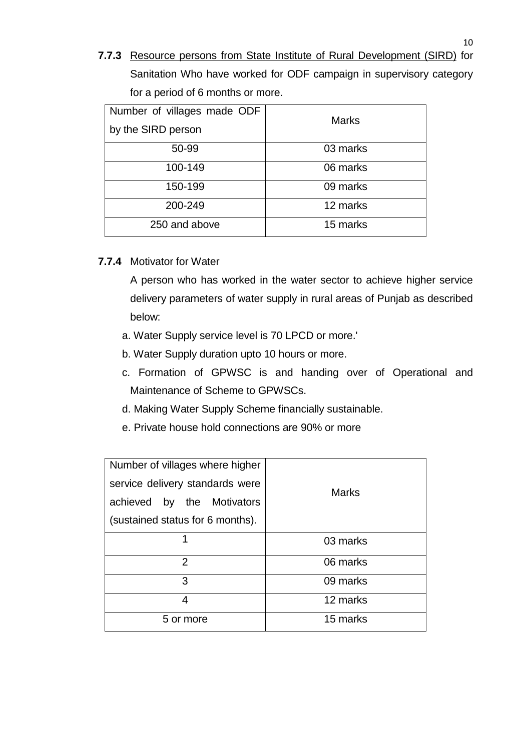**7.7.3** <u>Resource persons from State Institute of Rural Development (SIRD)</u> for Sanitation Who have worked for ODF campaign in supervisory category for a period of 6 months or more.

| Number of villages made ODF by the SIRD person | Marks |
|---|---|
| 50-99 | 03 marks |
| 100-149 | 06 marks |
| 150-199 | 09 marks |
| 200-249 | 12 marks |
| 250 and above | 15 marks |

**7.7.4** Motivator for Water

A person who has worked in the water sector to achieve higher service delivery parameters of water supply in rural areas of Punjab as described below:

a. Water Supply service level is 70 LPCD or more.'

b. Water Supply duration upto 10 hours or more.

c. Formation of GPWSC is and handing over of Operational and Maintenance of Scheme to GPWSCs.

d. Making Water Supply Scheme financially sustainable.

e. Private house hold connections are 90% or more

| Number of villages where higher service delivery standards were achieved by the Motivators (sustained status for 6 months). | Marks |
|---|---|
| 1 | 03 marks |
| 2 | 06 marks |
| 3 | 09 marks |
| 4 | 12 marks |
| 5 or more | 15 marks |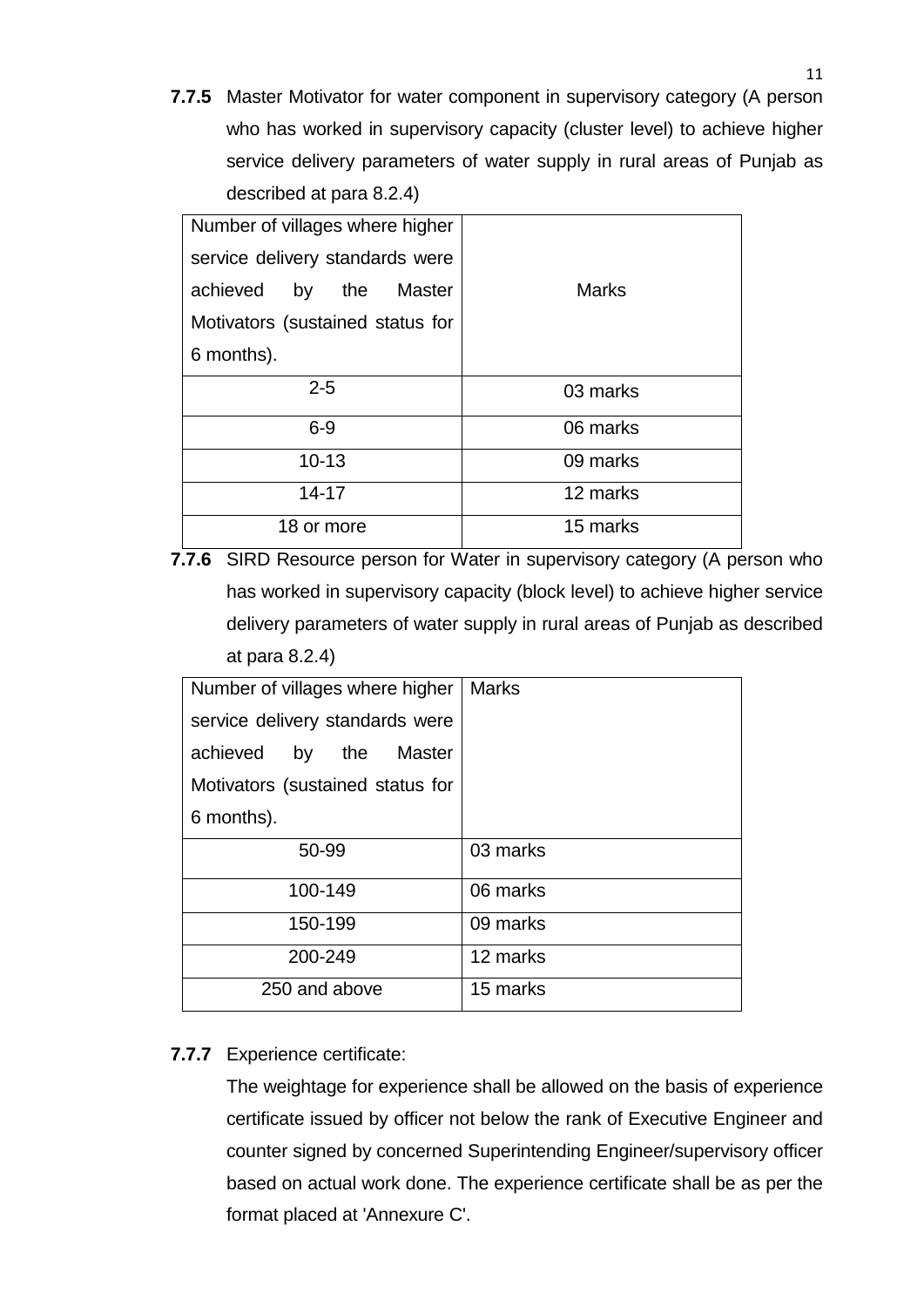**7.7.5** Master Motivator for water component in supervisory category (A person who has worked in supervisory capacity (cluster level) to achieve higher service delivery parameters of water supply in rural areas of Punjab as described at para 8.2.4)

| Number of villages where higher service delivery standards were achieved by the Master Motivators (sustained status for 6 months). | Marks |
|---|---|
| 2-5 | 03 marks |
| 6-9 | 06 marks |
| 10-13 | 09 marks |
| 14-17 | 12 marks |
| 18 or more | 15 marks |

**7.7.6** SIRD Resource person for Water in supervisory category (A person who has worked in supervisory capacity (block level) to achieve higher service delivery parameters of water supply in rural areas of Punjab as described at para 8.2.4)

| Number of villages where higher service delivery standards were achieved by the Master Motivators (sustained status for 6 months). | Marks |
|---|---|
| 50-99 | 03 marks |
| 100-149 | 06 marks |
| 150-199 | 09 marks |
| 200-249 | 12 marks |
| 250 and above | 15 marks |

**7.7.7** Experience certificate:

The weightage for experience shall be allowed on the basis of experience certificate issued by officer not below the rank of Executive Engineer and counter signed by concerned Superintending Engineer/supervisory officer based on actual work done. The experience certificate shall be as per the format placed at 'Annexure C'.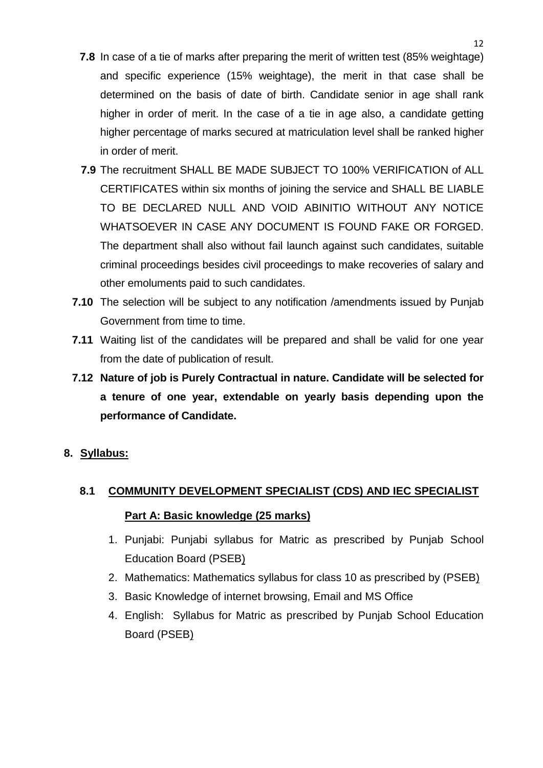**7.8** In case of a tie of marks after preparing the merit of written test (85% weightage) and specific experience (15% weightage), the merit in that case shall be determined on the basis of date of birth. Candidate senior in age shall rank higher in order of merit. In the case of a tie in age also, a candidate getting higher percentage of marks secured at matriculation level shall be ranked higher in order of merit.

**7.9** The recruitment SHALL BE MADE SUBJECT TO 100% VERIFICATION of ALL CERTIFICATES within six months of joining the service and SHALL BE LIABLE TO BE DECLARED NULL AND VOID ABINITIO WITHOUT ANY NOTICE WHATSOEVER IN CASE ANY DOCUMENT IS FOUND FAKE OR FORGED. The department shall also without fail launch against such candidates, suitable criminal proceedings besides civil proceedings to make recoveries of salary and other emoluments paid to such candidates.

**7.10** The selection will be subject to any notification /amendments issued by Punjab Government from time to time.

**7.11** Waiting list of the candidates will be prepared and shall be valid for one year from the date of publication of result.

**7.12** **Nature of job is Purely Contractual in nature. Candidate will be selected for a tenure of one year, extendable on yearly basis depending upon the performance of Candidate.**

## 8. Syllabus:

### 8.1 COMMUNITY DEVELOPMENT SPECIALIST (CDS) AND IEC SPECIALIST

**Part A: Basic knowledge (25 marks)**

1. Punjabi: Punjabi syllabus for Matric as prescribed by Punjab School Education Board (PSEB)
2. Mathematics: Mathematics syllabus for class 10 as prescribed by (PSEB)
3. Basic Knowledge of internet browsing, Email and MS Office
4. English: Syllabus for Matric as prescribed by Punjab School Education Board (PSEB)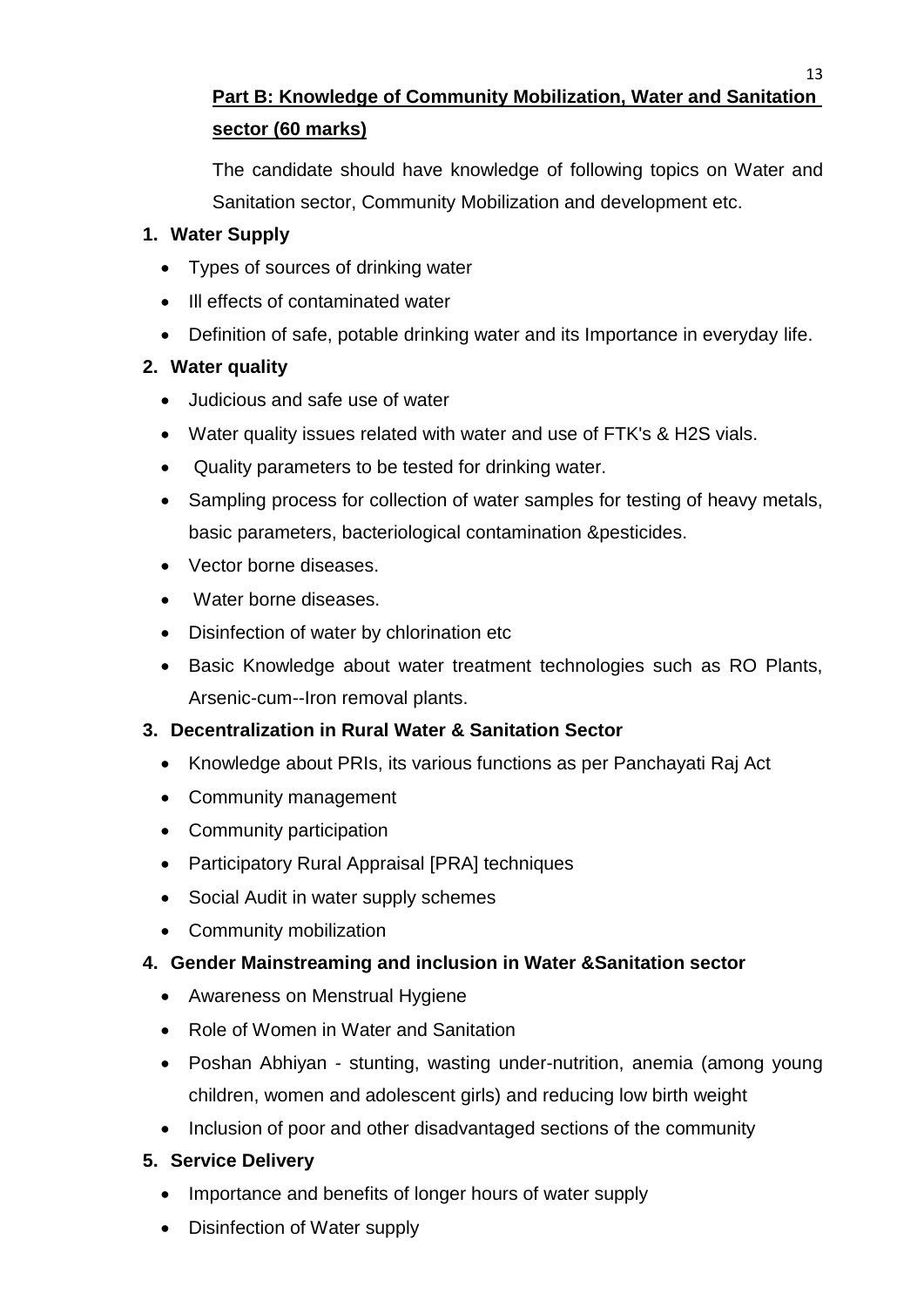## **Part B: Knowledge of Community Mobilization, Water and Sanitation sector (60 marks)**

The candidate should have knowledge of following topics on Water and Sanitation sector, Community Mobilization and development etc.

1. **Water Supply**
   - Types of sources of drinking water
   - Ill effects of contaminated water
   - Definition of safe, potable drinking water and its Importance in everyday life.
2. **Water quality**
   - Judicious and safe use of water
   - Water quality issues related with water and use of FTK's & H2S vials.
   - Quality parameters to be tested for drinking water.
   - Sampling process for collection of water samples for testing of heavy metals, basic parameters, bacteriological contamination &pesticides.
   - Vector borne diseases.
   - Water borne diseases.
   - Disinfection of water by chlorination etc
   - Basic Knowledge about water treatment technologies such as RO Plants, Arsenic-cum--Iron removal plants.
3. **Decentralization in Rural Water & Sanitation Sector**
   - Knowledge about PRIs, its various functions as per Panchayati Raj Act
   - Community management
   - Community participation
   - Participatory Rural Appraisal [PRA] techniques
   - Social Audit in water supply schemes
   - Community mobilization
4. **Gender Mainstreaming and inclusion in Water &Sanitation sector**
   - Awareness on Menstrual Hygiene
   - Role of Women in Water and Sanitation
   - Poshan Abhiyan - stunting, wasting under-nutrition, anemia (among young children, women and adolescent girls) and reducing low birth weight
   - Inclusion of poor and other disadvantaged sections of the community
5. **Service Delivery**
   - Importance and benefits of longer hours of water supply
   - Disinfection of Water supply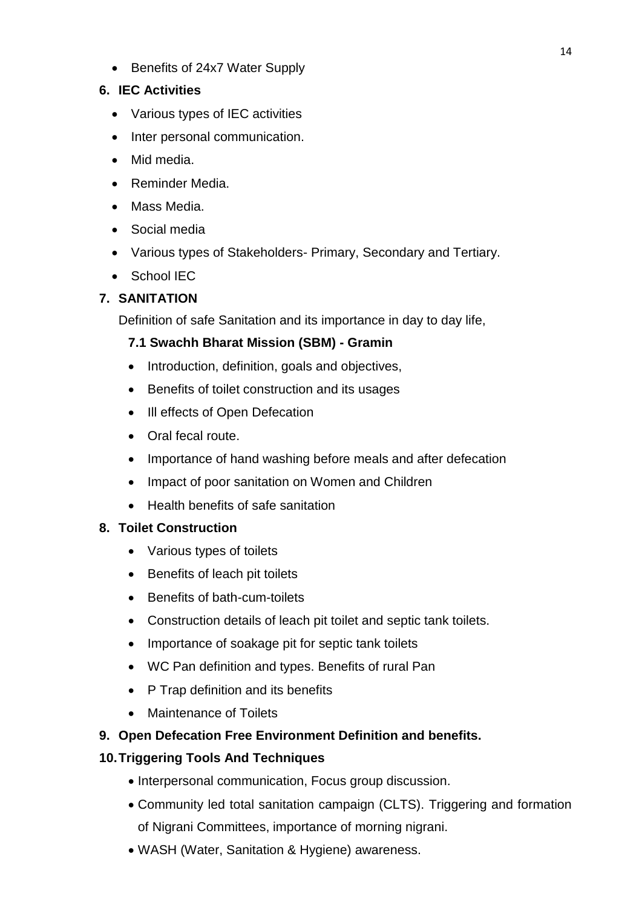- Benefits of 24x7 Water Supply

**6. IEC Activities**

- Various types of IEC activities
- Inter personal communication.
- Mid media.
- Reminder Media.
- Mass Media.
- Social media
- Various types of Stakeholders- Primary, Secondary and Tertiary.
- School IEC

**7. SANITATION**

Definition of safe Sanitation and its importance in day to day life,

**7.1 Swachh Bharat Mission (SBM) - Gramin**

- Introduction, definition, goals and objectives,
- Benefits of toilet construction and its usages
- Ill effects of Open Defecation
- Oral fecal route.
- Importance of hand washing before meals and after defecation
- Impact of poor sanitation on Women and Children
- Health benefits of safe sanitation

**8. Toilet Construction**

- Various types of toilets
- Benefits of leach pit toilets
- Benefits of bath-cum-toilets
- Construction details of leach pit toilet and septic tank toilets.
- Importance of soakage pit for septic tank toilets
- WC Pan definition and types. Benefits of rural Pan
- P Trap definition and its benefits
- Maintenance of Toilets

**9. Open Defecation Free Environment Definition and benefits.**

**10. Triggering Tools And Techniques**

- Interpersonal communication, Focus group discussion.
- Community led total sanitation campaign (CLTS). Triggering and formation of Nigrani Committees, importance of morning nigrani.
- WASH (Water, Sanitation & Hygiene) awareness.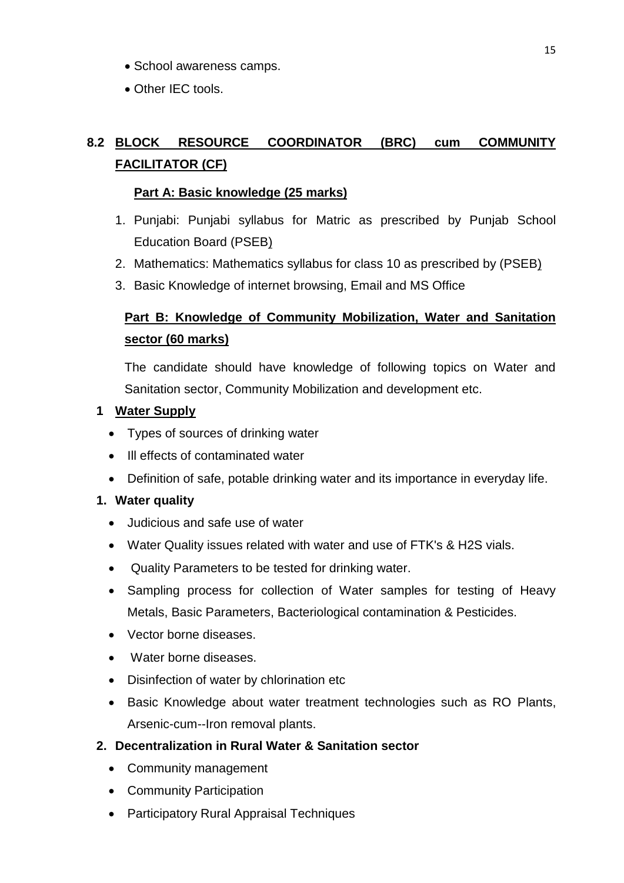- School awareness camps.
- Other IEC tools.

## 8.2 BLOCK RESOURCE COORDINATOR (BRC) cum COMMUNITY FACILITATOR (CF)

### Part A: Basic knowledge (25 marks)

1. Punjabi: Punjabi syllabus for Matric as prescribed by Punjab School Education Board (PSEB)
2. Mathematics: Mathematics syllabus for class 10 as prescribed by (PSEB)
3. Basic Knowledge of internet browsing, Email and MS Office

### Part B: Knowledge of Community Mobilization, Water and Sanitation sector (60 marks)

The candidate should have knowledge of following topics on Water and Sanitation sector, Community Mobilization and development etc.

**1 Water Supply**

- Types of sources of drinking water
- Ill effects of contaminated water
- Definition of safe, potable drinking water and its importance in everyday life.

**1. Water quality**

- Judicious and safe use of water
- Water Quality issues related with water and use of FTK's & H2S vials.
- Quality Parameters to be tested for drinking water.
- Sampling process for collection of Water samples for testing of Heavy Metals, Basic Parameters, Bacteriological contamination & Pesticides.
- Vector borne diseases.
- Water borne diseases.
- Disinfection of water by chlorination etc
- Basic Knowledge about water treatment technologies such as RO Plants, Arsenic-cum--Iron removal plants.

**2. Decentralization in Rural Water & Sanitation sector**

- Community management
- Community Participation
- Participatory Rural Appraisal Techniques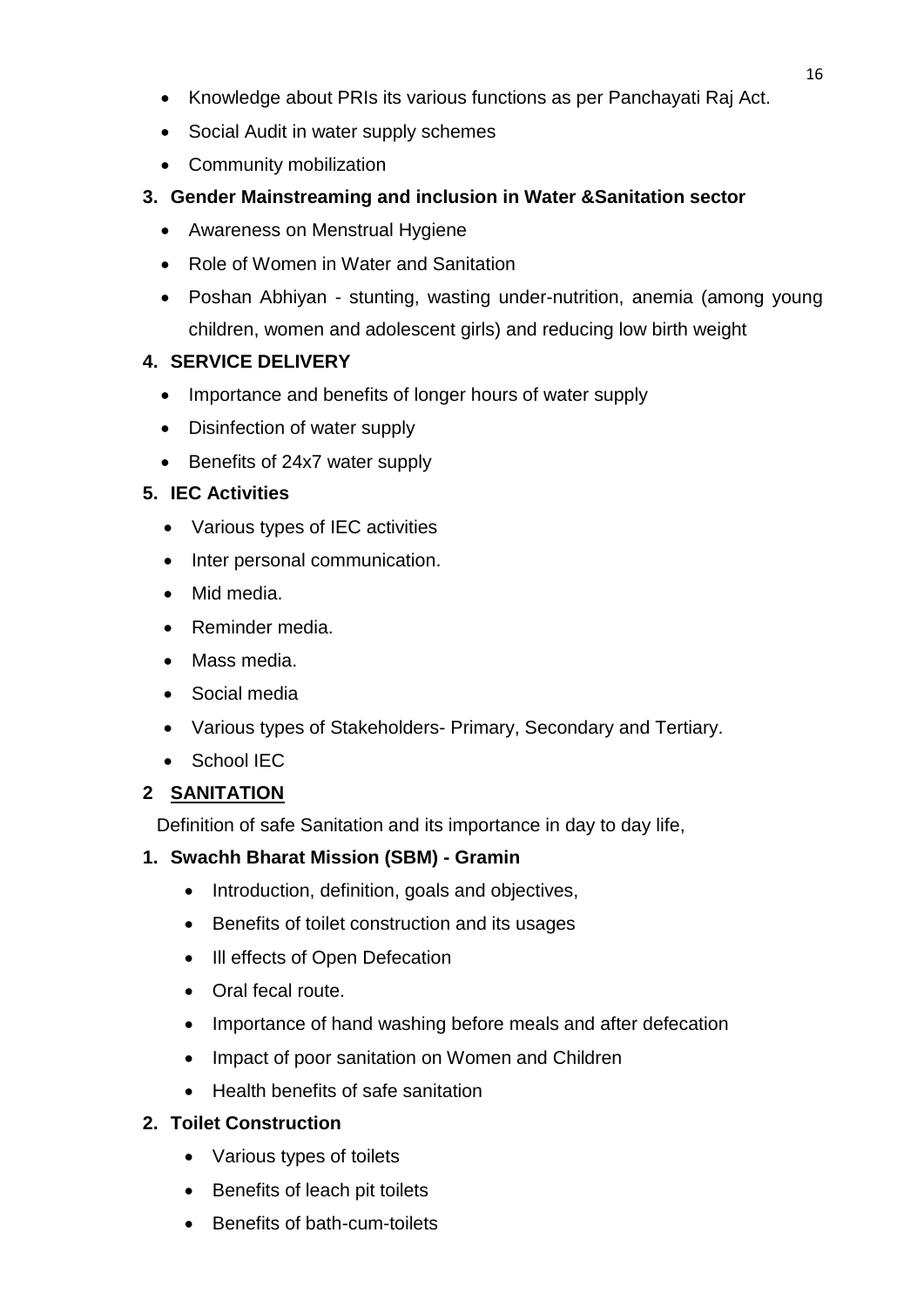- Knowledge about PRIs its various functions as per Panchayati Raj Act.
- Social Audit in water supply schemes
- Community mobilization

**3. Gender Mainstreaming and inclusion in Water &Sanitation sector**

- Awareness on Menstrual Hygiene
- Role of Women in Water and Sanitation
- Poshan Abhiyan - stunting, wasting under-nutrition, anemia (among young children, women and adolescent girls) and reducing low birth weight

**4. SERVICE DELIVERY**

- Importance and benefits of longer hours of water supply
- Disinfection of water supply
- Benefits of 24x7 water supply

**5. IEC Activities**

- Various types of IEC activities
- Inter personal communication.
- Mid media.
- Reminder media.
- Mass media.
- Social media
- Various types of Stakeholders- Primary, Secondary and Tertiary.
- School IEC

**2 <u>SANITATION</u>**

Definition of safe Sanitation and its importance in day to day life,

**1. Swachh Bharat Mission (SBM) - Gramin**

- Introduction, definition, goals and objectives,
- Benefits of toilet construction and its usages
- Ill effects of Open Defecation
- Oral fecal route.
- Importance of hand washing before meals and after defecation
- Impact of poor sanitation on Women and Children
- Health benefits of safe sanitation

**2. Toilet Construction**

- Various types of toilets
- Benefits of leach pit toilets
- Benefits of bath-cum-toilets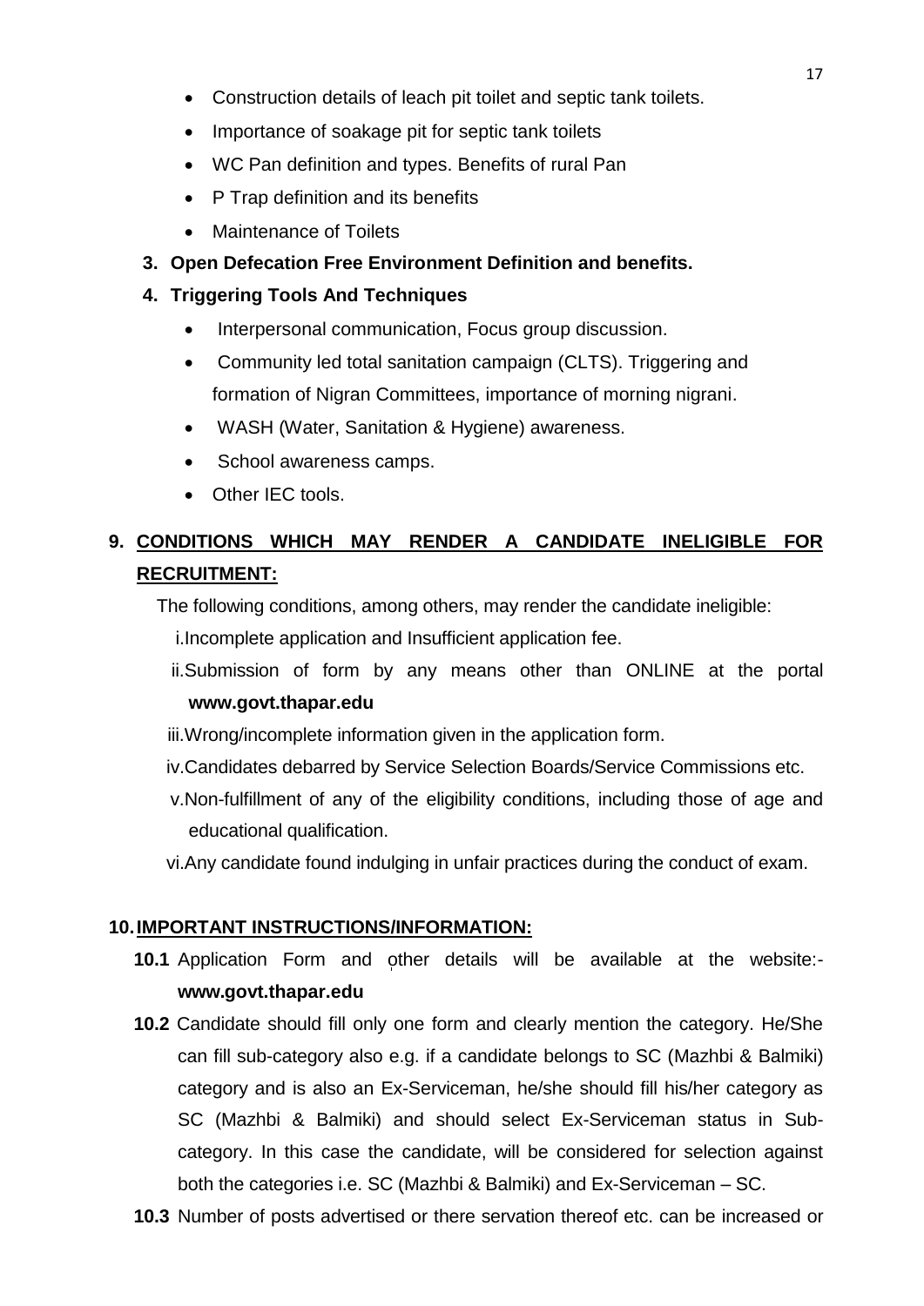- Construction details of leach pit toilet and septic tank toilets.
- Importance of soakage pit for septic tank toilets
- WC Pan definition and types. Benefits of rural Pan
- P Trap definition and its benefits
- Maintenance of Toilets

**3. Open Defecation Free Environment Definition and benefits.**

**4. Triggering Tools And Techniques**

- Interpersonal communication, Focus group discussion.
- Community led total sanitation campaign (CLTS). Triggering and formation of Nigran Committees, importance of morning nigrani.
- WASH (Water, Sanitation & Hygiene) awareness.
- School awareness camps.
- Other IEC tools.

## 9. <u>CONDITIONS WHICH MAY RENDER A CANDIDATE INELIGIBLE FOR RECRUITMENT:</u>

The following conditions, among others, may render the candidate ineligible:

i. Incomplete application and Insufficient application fee.

ii. Submission of form by any means other than ONLINE at the portal **www.govt.thapar.edu**

iii. Wrong/incomplete information given in the application form.

iv. Candidates debarred by Service Selection Boards/Service Commissions etc.

v. Non-fulfillment of any of the eligibility conditions, including those of age and educational qualification.

vi. Any candidate found indulging in unfair practices during the conduct of exam.

## 10. <u>IMPORTANT INSTRUCTIONS/INFORMATION:</u>

**10.1** Application Form and other details will be available at the website:- **www.govt.thapar.edu**

**10.2** Candidate should fill only one form and clearly mention the category. He/She can fill sub-category also e.g. if a candidate belongs to SC (Mazhbi & Balmiki) category and is also an Ex-Serviceman, he/she should fill his/her category as SC (Mazhbi & Balmiki) and should select Ex-Serviceman status in Sub-category. In this case the candidate, will be considered for selection against both the categories i.e. SC (Mazhbi & Balmiki) and Ex-Serviceman – SC.

**10.3** Number of posts advertised or there servation thereof etc. can be increased or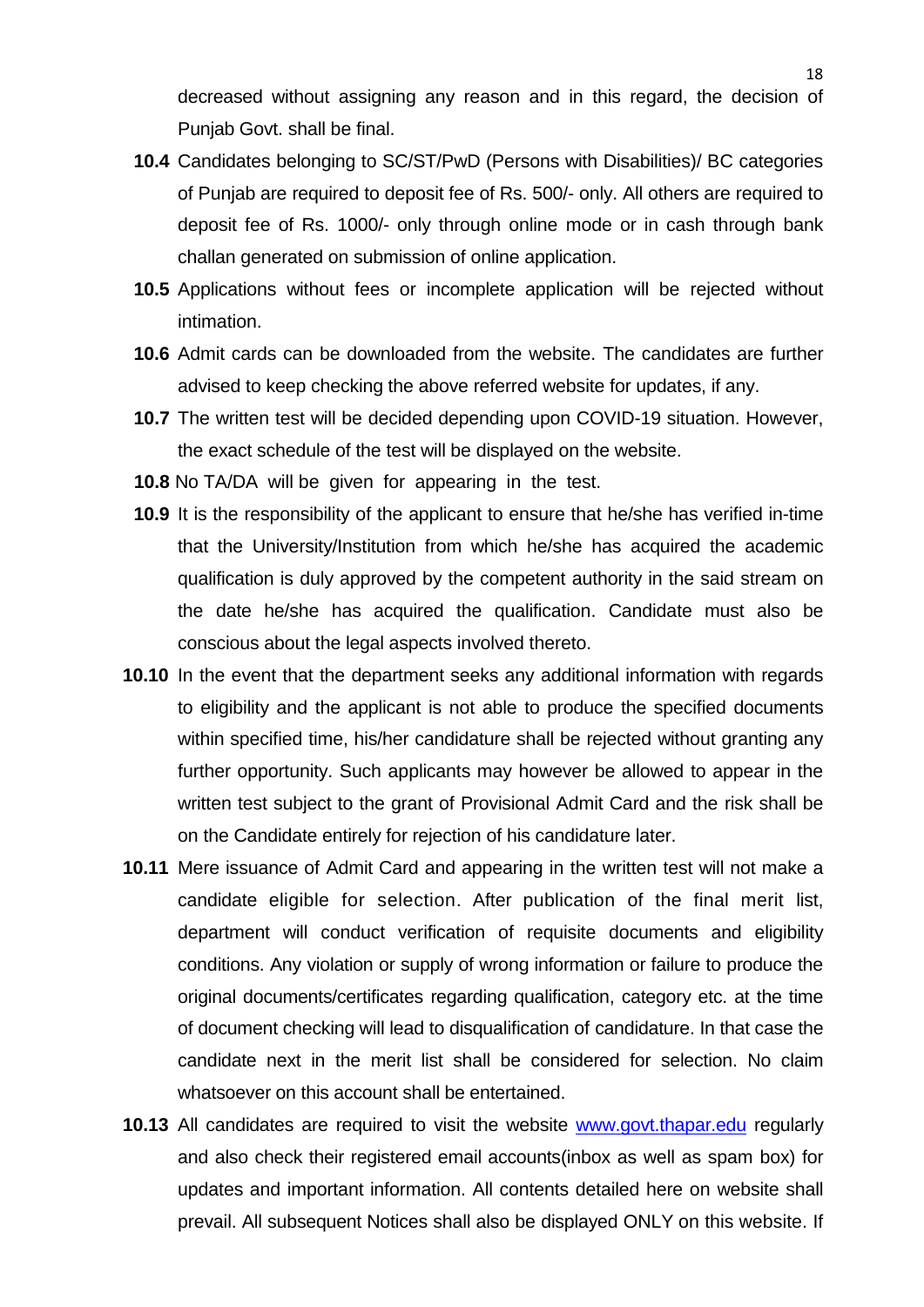decreased without assigning any reason and in this regard, the decision of Punjab Govt. shall be final.

**10.4** Candidates belonging to SC/ST/PwD (Persons with Disabilities)/ BC categories of Punjab are required to deposit fee of Rs. 500/- only. All others are required to deposit fee of Rs. 1000/- only through online mode or in cash through bank challan generated on submission of online application.

**10.5** Applications without fees or incomplete application will be rejected without intimation.

**10.6** Admit cards can be downloaded from the website. The candidates are further advised to keep checking the above referred website for updates, if any.

**10.7** The written test will be decided depending upon COVID-19 situation. However, the exact schedule of the test will be displayed on the website.

**10.8** No TA/DA will be given for appearing in the test.

**10.9** It is the responsibility of the applicant to ensure that he/she has verified in-time that the University/Institution from which he/she has acquired the academic qualification is duly approved by the competent authority in the said stream on the date he/she has acquired the qualification. Candidate must also be conscious about the legal aspects involved thereto.

**10.10** In the event that the department seeks any additional information with regards to eligibility and the applicant is not able to produce the specified documents within specified time, his/her candidature shall be rejected without granting any further opportunity. Such applicants may however be allowed to appear in the written test subject to the grant of Provisional Admit Card and the risk shall be on the Candidate entirely for rejection of his candidature later.

**10.11** Mere issuance of Admit Card and appearing in the written test will not make a candidate eligible for selection. After publication of the final merit list, department will conduct verification of requisite documents and eligibility conditions. Any violation or supply of wrong information or failure to produce the original documents/certificates regarding qualification, category etc. at the time of document checking will lead to disqualification of candidature. In that case the candidate next in the merit list shall be considered for selection. No claim whatsoever on this account shall be entertained.

**10.13** All candidates are required to visit the website www.govt.thapar.edu regularly and also check their registered email accounts(inbox as well as spam box) for updates and important information. All contents detailed here on website shall prevail. All subsequent Notices shall also be displayed ONLY on this website. If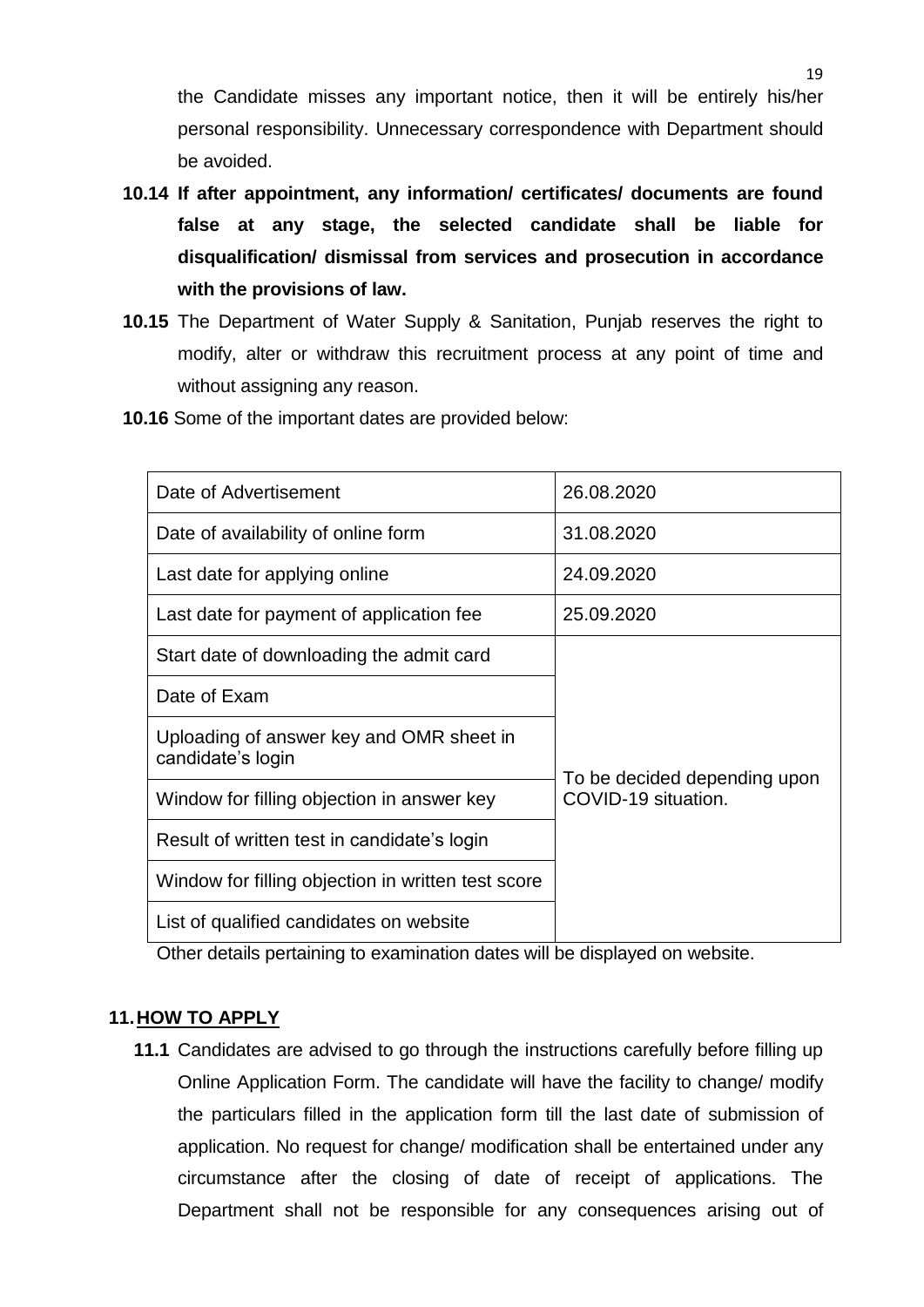the Candidate misses any important notice, then it will be entirely his/her personal responsibility. Unnecessary correspondence with Department should be avoided.

**10.14 If after appointment, any information/ certificates/ documents are found false at any stage, the selected candidate shall be liable for disqualification/ dismissal from services and prosecution in accordance with the provisions of law.**

**10.15** The Department of Water Supply & Sanitation, Punjab reserves the right to modify, alter or withdraw this recruitment process at any point of time and without assigning any reason.

**10.16** Some of the important dates are provided below:

| | |
|---|---|
| Date of Advertisement | 26.08.2020 |
| Date of availability of online form | 31.08.2020 |
| Last date for applying online | 24.09.2020 |
| Last date for payment of application fee | 25.09.2020 |
| Start date of downloading the admit card | To be decided depending upon COVID-19 situation. |
| Date of Exam | |
| Uploading of answer key and OMR sheet in candidate's login | |
| Window for filling objection in answer key | |
| Result of written test in candidate's login | |
| Window for filling objection in written test score | |
| List of qualified candidates on website | |

Other details pertaining to examination dates will be displayed on website.

## 11. HOW TO APPLY

**11.1** Candidates are advised to go through the instructions carefully before filling up Online Application Form. The candidate will have the facility to change/ modify the particulars filled in the application form till the last date of submission of application. No request for change/ modification shall be entertained under any circumstance after the closing of date of receipt of applications. The Department shall not be responsible for any consequences arising out of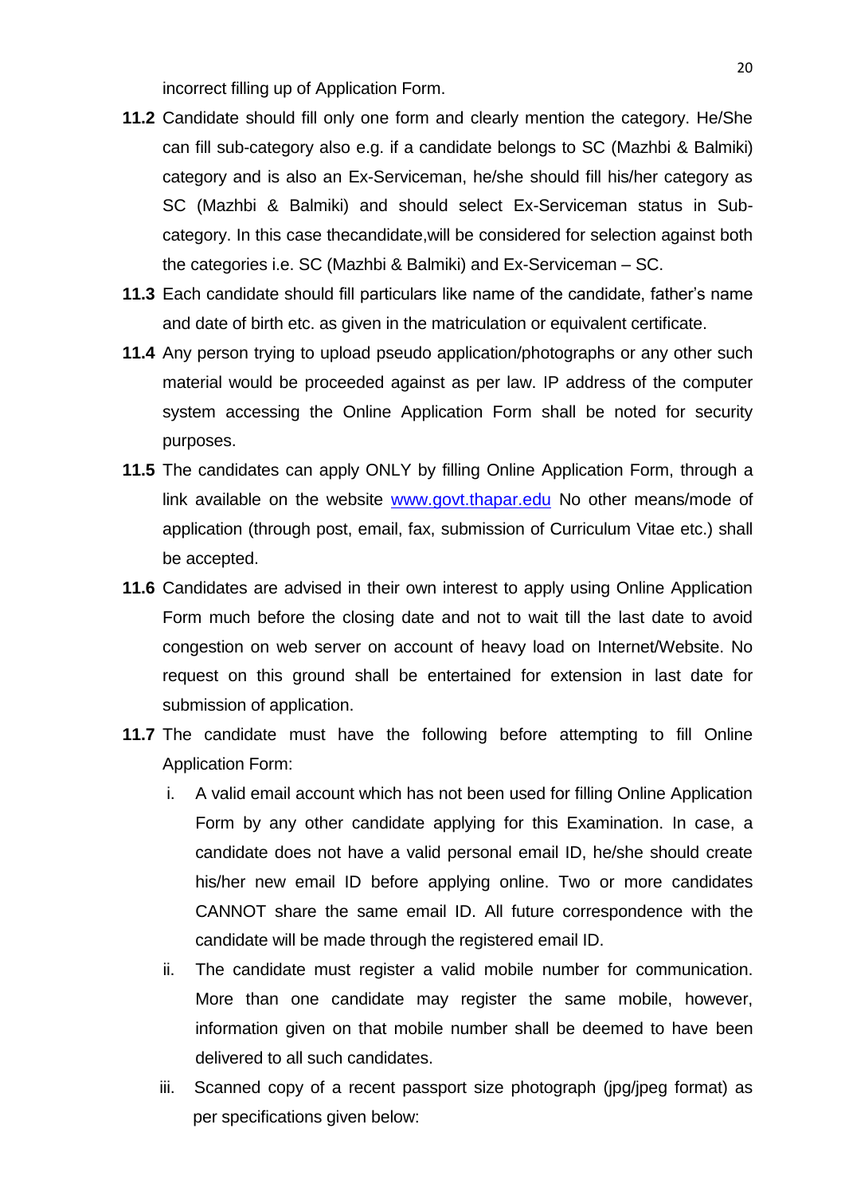incorrect filling up of Application Form.

**11.2** Candidate should fill only one form and clearly mention the category. He/She can fill sub-category also e.g. if a candidate belongs to SC (Mazhbi & Balmiki) category and is also an Ex-Serviceman, he/she should fill his/her category as SC (Mazhbi & Balmiki) and should select Ex-Serviceman status in Sub-category. In this case thecandidate,will be considered for selection against both the categories i.e. SC (Mazhbi & Balmiki) and Ex-Serviceman – SC.

**11.3** Each candidate should fill particulars like name of the candidate, father's name and date of birth etc. as given in the matriculation or equivalent certificate.

**11.4** Any person trying to upload pseudo application/photographs or any other such material would be proceeded against as per law. IP address of the computer system accessing the Online Application Form shall be noted for security purposes.

**11.5** The candidates can apply ONLY by filling Online Application Form, through a link available on the website [www.govt.thapar.edu](http://www.govt.thapar.edu) No other means/mode of application (through post, email, fax, submission of Curriculum Vitae etc.) shall be accepted.

**11.6** Candidates are advised in their own interest to apply using Online Application Form much before the closing date and not to wait till the last date to avoid congestion on web server on account of heavy load on Internet/Website. No request on this ground shall be entertained for extension in last date for submission of application.

**11.7** The candidate must have the following before attempting to fill Online Application Form:

i. A valid email account which has not been used for filling Online Application Form by any other candidate applying for this Examination. In case, a candidate does not have a valid personal email ID, he/she should create his/her new email ID before applying online. Two or more candidates CANNOT share the same email ID. All future correspondence with the candidate will be made through the registered email ID.

ii. The candidate must register a valid mobile number for communication. More than one candidate may register the same mobile, however, information given on that mobile number shall be deemed to have been delivered to all such candidates.

iii. Scanned copy of a recent passport size photograph (jpg/jpeg format) as per specifications given below: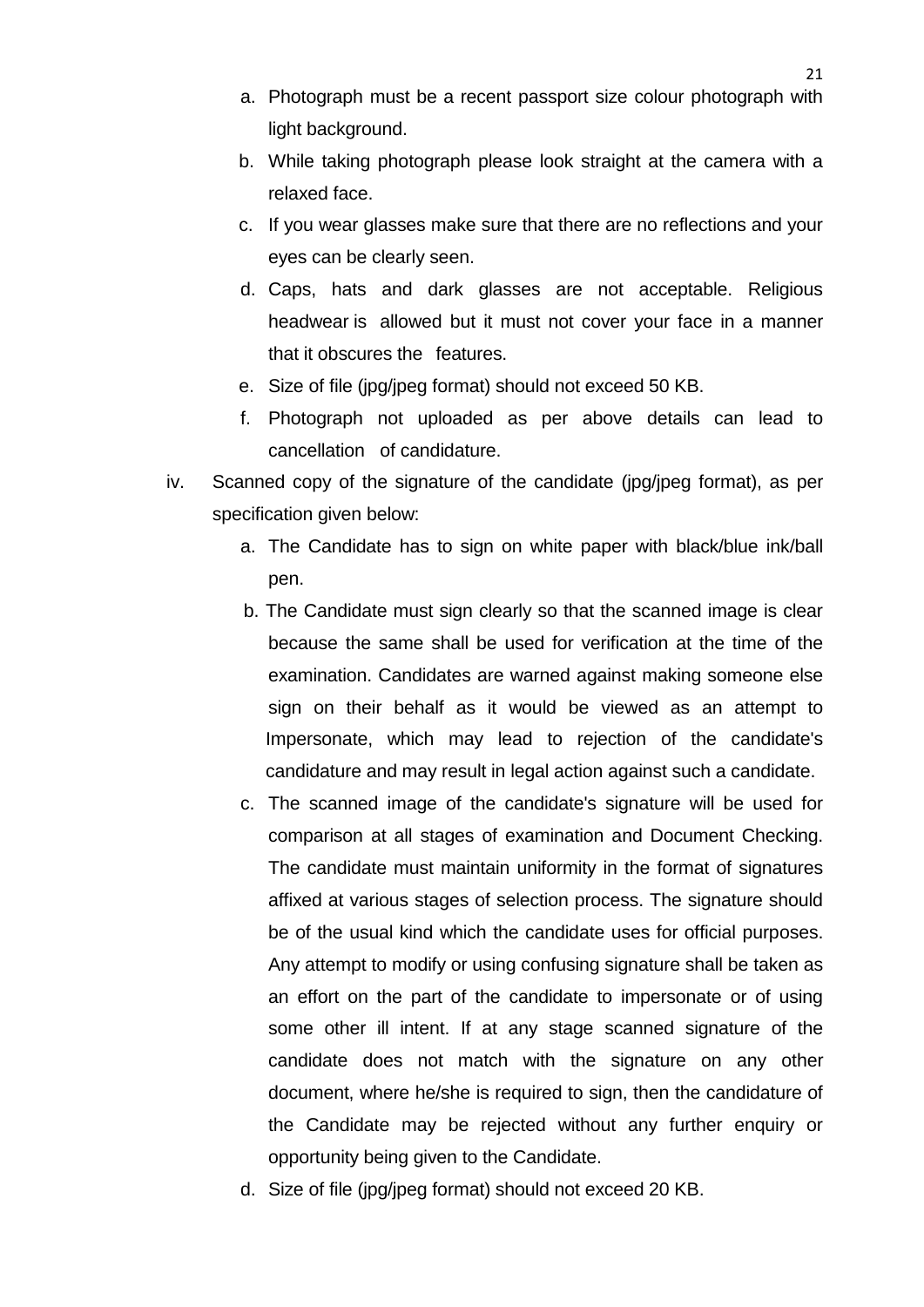a. Photograph must be a recent passport size colour photograph with light background.
b. While taking photograph please look straight at the camera with a relaxed face.
c. If you wear glasses make sure that there are no reflections and your eyes can be clearly seen.
d. Caps, hats and dark glasses are not acceptable. Religious headwear is allowed but it must not cover your face in a manner that it obscures the features.
e. Size of file (jpg/jpeg format) should not exceed 50 KB.
f. Photograph not uploaded as per above details can lead to cancellation of candidature.

iv. Scanned copy of the signature of the candidate (jpg/jpeg format), as per specification given below:

a. The Candidate has to sign on white paper with black/blue ink/ball pen.
b. The Candidate must sign clearly so that the scanned image is clear because the same shall be used for verification at the time of the examination. Candidates are warned against making someone else sign on their behalf as it would be viewed as an attempt to Impersonate, which may lead to rejection of the candidate's candidature and may result in legal action against such a candidate.
c. The scanned image of the candidate's signature will be used for comparison at all stages of examination and Document Checking. The candidate must maintain uniformity in the format of signatures affixed at various stages of selection process. The signature should be of the usual kind which the candidate uses for official purposes. Any attempt to modify or using confusing signature shall be taken as an effort on the part of the candidate to impersonate or of using some other ill intent. If at any stage scanned signature of the candidate does not match with the signature on any other document, where he/she is required to sign, then the candidature of the Candidate may be rejected without any further enquiry or opportunity being given to the Candidate.
d. Size of file (jpg/jpeg format) should not exceed 20 KB.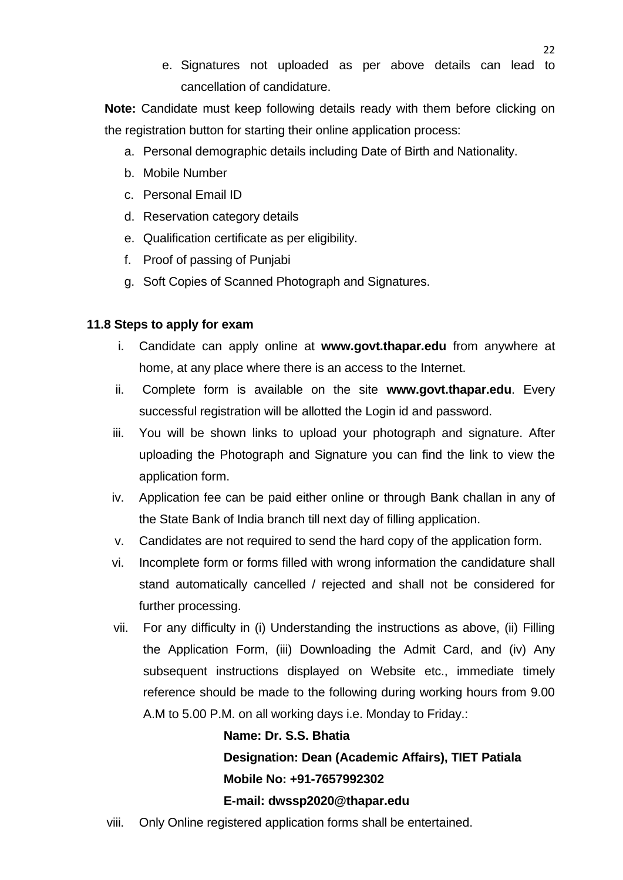e. Signatures not uploaded as per above details can lead to cancellation of candidature.

**Note:** Candidate must keep following details ready with them before clicking on the registration button for starting their online application process:

a. Personal demographic details including Date of Birth and Nationality.
b. Mobile Number
c. Personal Email ID
d. Reservation category details
e. Qualification certificate as per eligibility.
f. Proof of passing of Punjabi
g. Soft Copies of Scanned Photograph and Signatures.

### 11.8 Steps to apply for exam

i. Candidate can apply online at **www.govt.thapar.edu** from anywhere at home, at any place where there is an access to the Internet.

ii. Complete form is available on the site **www.govt.thapar.edu**. Every successful registration will be allotted the Login id and password.

iii. You will be shown links to upload your photograph and signature. After uploading the Photograph and Signature you can find the link to view the application form.

iv. Application fee can be paid either online or through Bank challan in any of the State Bank of India branch till next day of filling application.

v. Candidates are not required to send the hard copy of the application form.

vi. Incomplete form or forms filled with wrong information the candidature shall stand automatically cancelled / rejected and shall not be considered for further processing.

vii. For any difficulty in (i) Understanding the instructions as above, (ii) Filling the Application Form, (iii) Downloading the Admit Card, and (iv) Any subsequent instructions displayed on Website etc., immediate timely reference should be made to the following during working hours from 9.00 A.M to 5.00 P.M. on all working days i.e. Monday to Friday.:

**Name: Dr. S.S. Bhatia**
**Designation: Dean (Academic Affairs), TIET Patiala**
**Mobile No: +91-7657992302**
**E-mail: dwssp2020@thapar.edu**

viii. Only Online registered application forms shall be entertained.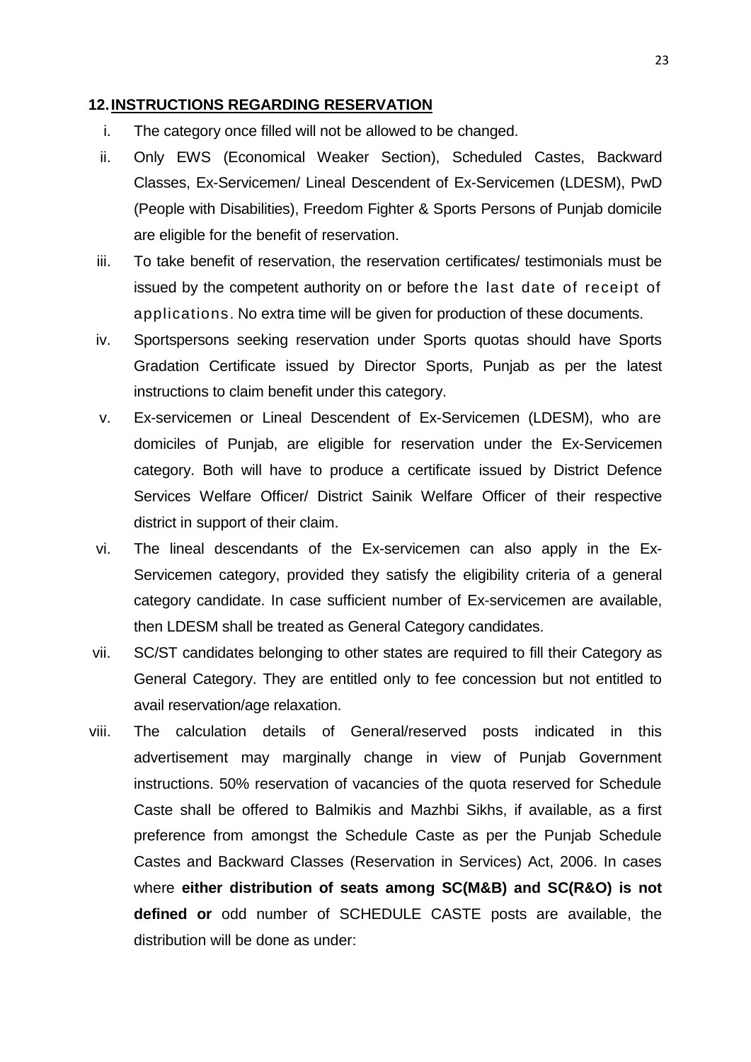## 12. INSTRUCTIONS REGARDING RESERVATION

i. The category once filled will not be allowed to be changed.

ii. Only EWS (Economical Weaker Section), Scheduled Castes, Backward Classes, Ex-Servicemen/ Lineal Descendent of Ex-Servicemen (LDESM), PwD (People with Disabilities), Freedom Fighter & Sports Persons of Punjab domicile are eligible for the benefit of reservation.

iii. To take benefit of reservation, the reservation certificates/ testimonials must be issued by the competent authority on or before the last date of receipt of applications. No extra time will be given for production of these documents.

iv. Sportspersons seeking reservation under Sports quotas should have Sports Gradation Certificate issued by Director Sports, Punjab as per the latest instructions to claim benefit under this category.

v. Ex-servicemen or Lineal Descendent of Ex-Servicemen (LDESM), who are domiciles of Punjab, are eligible for reservation under the Ex-Servicemen category. Both will have to produce a certificate issued by District Defence Services Welfare Officer/ District Sainik Welfare Officer of their respective district in support of their claim.

vi. The lineal descendants of the Ex-servicemen can also apply in the Ex-Servicemen category, provided they satisfy the eligibility criteria of a general category candidate. In case sufficient number of Ex-servicemen are available, then LDESM shall be treated as General Category candidates.

vii. SC/ST candidates belonging to other states are required to fill their Category as General Category. They are entitled only to fee concession but not entitled to avail reservation/age relaxation.

viii. The calculation details of General/reserved posts indicated in this advertisement may marginally change in view of Punjab Government instructions. 50% reservation of vacancies of the quota reserved for Schedule Caste shall be offered to Balmikis and Mazhbi Sikhs, if available, as a first preference from amongst the Schedule Caste as per the Punjab Schedule Castes and Backward Classes (Reservation in Services) Act, 2006. In cases where **either distribution of seats among SC(M&B) and SC(R&O) is not defined or** odd number of SCHEDULE CASTE posts are available, the distribution will be done as under: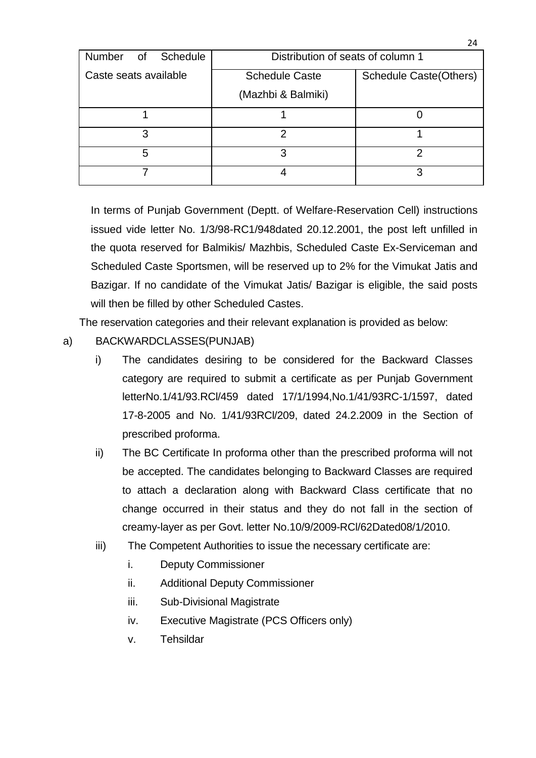| Number of Schedule Caste seats available | Distribution of seats of column 1 | |
|---|---|---|
| | Schedule Caste (Mazhbi & Balmiki) | Schedule Caste(Others) |
| 1 | 1 | 0 |
| 3 | 2 | 1 |
| 5 | 3 | 2 |
| 7 | 4 | 3 |

In terms of Punjab Government (Deptt. of Welfare-Reservation Cell) instructions issued vide letter No. 1/3/98-RC1/948dated 20.12.2001, the post left unfilled in the quota reserved for Balmikis/ Mazhbis, Scheduled Caste Ex-Serviceman and Scheduled Caste Sportsmen, will be reserved up to 2% for the Vimukat Jatis and Bazigar. If no candidate of the Vimukat Jatis/ Bazigar is eligible, the said posts will then be filled by other Scheduled Castes.

The reservation categories and their relevant explanation is provided as below:

a) BACKWARDCLASSES(PUNJAB)

i) The candidates desiring to be considered for the Backward Classes category are required to submit a certificate as per Punjab Government letterNo.1/41/93.RCl/459 dated 17/1/1994,No.1/41/93RC-1/1597, dated 17-8-2005 and No. 1/41/93RCl/209, dated 24.2.2009 in the Section of prescribed proforma.

ii) The BC Certificate In proforma other than the prescribed proforma will not be accepted. The candidates belonging to Backward Classes are required to attach a declaration along with Backward Class certificate that no change occurred in their status and they do not fall in the section of creamy-layer as per Govt. letter No.10/9/2009-RCl/62Dated08/1/2010.

iii) The Competent Authorities to issue the necessary certificate are:

i. Deputy Commissioner

ii. Additional Deputy Commissioner

iii. Sub-Divisional Magistrate

iv. Executive Magistrate (PCS Officers only)

v. Tehsildar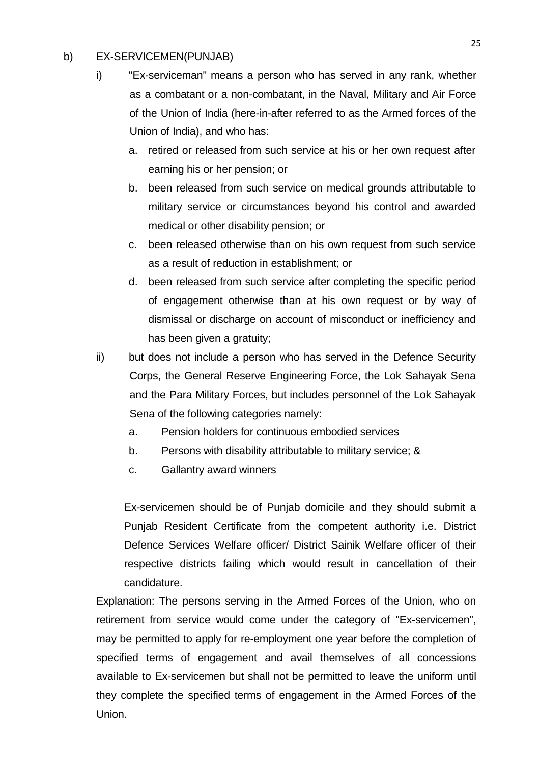b) EX-SERVICEMEN(PUNJAB)

i) "Ex-serviceman" means a person who has served in any rank, whether as a combatant or a non-combatant, in the Naval, Military and Air Force of the Union of India (here-in-after referred to as the Armed forces of the Union of India), and who has:

   a. retired or released from such service at his or her own request after earning his or her pension; or
   b. been released from such service on medical grounds attributable to military service or circumstances beyond his control and awarded medical or other disability pension; or
   c. been released otherwise than on his own request from such service as a result of reduction in establishment; or
   d. been released from such service after completing the specific period of engagement otherwise than at his own request or by way of dismissal or discharge on account of misconduct or inefficiency and has been given a gratuity;

ii) but does not include a person who has served in the Defence Security Corps, the General Reserve Engineering Force, the Lok Sahayak Sena and the Para Military Forces, but includes personnel of the Lok Sahayak Sena of the following categories namely:

   a. Pension holders for continuous embodied services
   b. Persons with disability attributable to military service; &
   c. Gallantry award winners

Ex-servicemen should be of Punjab domicile and they should submit a Punjab Resident Certificate from the competent authority i.e. District Defence Services Welfare officer/ District Sainik Welfare officer of their respective districts failing which would result in cancellation of their candidature.

Explanation: The persons serving in the Armed Forces of the Union, who on retirement from service would come under the category of "Ex-servicemen", may be permitted to apply for re-employment one year before the completion of specified terms of engagement and avail themselves of all concessions available to Ex-servicemen but shall not be permitted to leave the uniform until they complete the specified terms of engagement in the Armed Forces of the Union.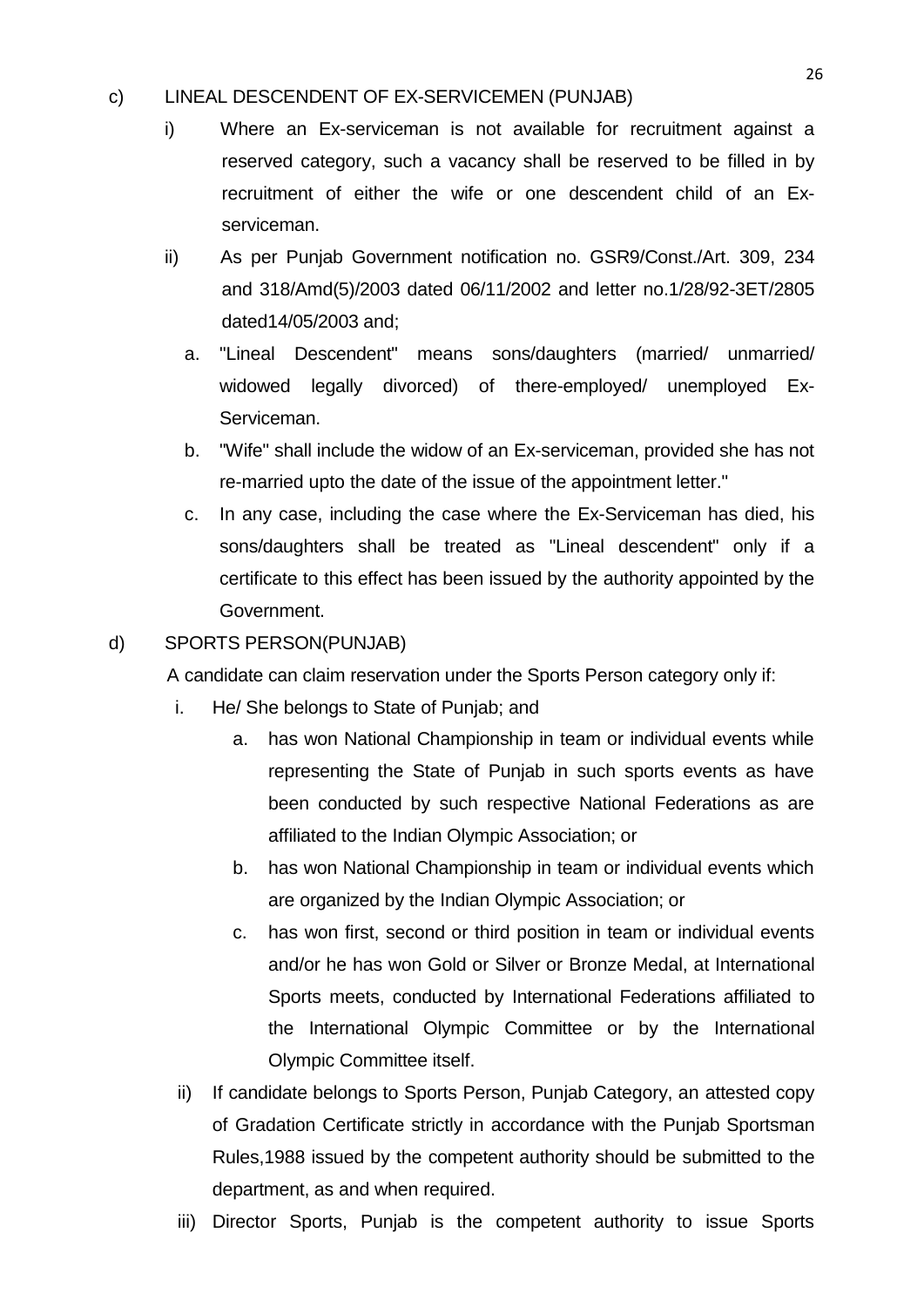c) LINEAL DESCENDENT OF EX-SERVICEMEN (PUNJAB)

i) Where an Ex-serviceman is not available for recruitment against a reserved category, such a vacancy shall be reserved to be filled in by recruitment of either the wife or one descendent child of an Ex-serviceman.

ii) As per Punjab Government notification no. GSR9/Const./Art. 309, 234 and 318/Amd(5)/2003 dated 06/11/2002 and letter no.1/28/92-3ET/2805 dated14/05/2003 and;

a. "Lineal Descendent" means sons/daughters (married/ unmarried/ widowed legally divorced) of there-employed/ unemployed Ex-Serviceman.

b. "Wife" shall include the widow of an Ex-serviceman, provided she has not re-married upto the date of the issue of the appointment letter."

c. In any case, including the case where the Ex-Serviceman has died, his sons/daughters shall be treated as "Lineal descendent" only if a certificate to this effect has been issued by the authority appointed by the Government.

d) SPORTS PERSON(PUNJAB)

A candidate can claim reservation under the Sports Person category only if:

i. He/ She belongs to State of Punjab; and

a. has won National Championship in team or individual events while representing the State of Punjab in such sports events as have been conducted by such respective National Federations as are affiliated to the Indian Olympic Association; or

b. has won National Championship in team or individual events which are organized by the Indian Olympic Association; or

c. has won first, second or third position in team or individual events and/or he has won Gold or Silver or Bronze Medal, at International Sports meets, conducted by International Federations affiliated to the International Olympic Committee or by the International Olympic Committee itself.

ii) If candidate belongs to Sports Person, Punjab Category, an attested copy of Gradation Certificate strictly in accordance with the Punjab Sportsman Rules,1988 issued by the competent authority should be submitted to the department, as and when required.

iii) Director Sports, Punjab is the competent authority to issue Sports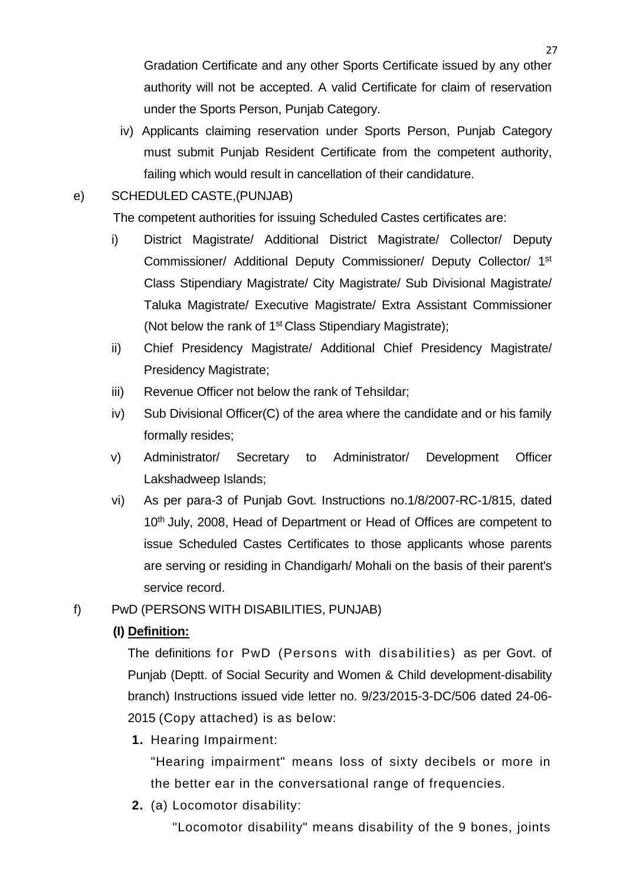Gradation Certificate and any other Sports Certificate issued by any other authority will not be accepted. A valid Certificate for claim of reservation under the Sports Person, Punjab Category.

iv) Applicants claiming reservation under Sports Person, Punjab Category must submit Punjab Resident Certificate from the competent authority, failing which would result in cancellation of their candidature.

e) SCHEDULED CASTE,(PUNJAB)

The competent authorities for issuing Scheduled Castes certificates are:

i) District Magistrate/ Additional District Magistrate/ Collector/ Deputy Commissioner/ Additional Deputy Commissioner/ Deputy Collector/ 1st Class Stipendiary Magistrate/ City Magistrate/ Sub Divisional Magistrate/ Taluka Magistrate/ Executive Magistrate/ Extra Assistant Commissioner (Not below the rank of 1st Class Stipendiary Magistrate);

ii) Chief Presidency Magistrate/ Additional Chief Presidency Magistrate/ Presidency Magistrate;

iii) Revenue Officer not below the rank of Tehsildar;

iv) Sub Divisional Officer(C) of the area where the candidate and or his family formally resides;

v) Administrator/ Secretary to Administrator/ Development Officer Lakshadweep Islands;

vi) As per para-3 of Punjab Govt. Instructions no.1/8/2007-RC-1/815, dated 10th July, 2008, Head of Department or Head of Offices are competent to issue Scheduled Castes Certificates to those applicants whose parents are serving or residing in Chandigarh/ Mohali on the basis of their parent's service record.

f) PwD (PERSONS WITH DISABILITIES, PUNJAB)

**(I) <u>Definition:</u>**

The definitions for PwD (Persons with disabilities) as per Govt. of Punjab (Deptt. of Social Security and Women & Child development-disability branch) Instructions issued vide letter no. 9/23/2015-3-DC/506 dated 24-06-2015 (Copy attached) is as below:

**1.** Hearing Impairment:

"Hearing impairment" means loss of sixty decibels or more in the better ear in the conversational range of frequencies.

**2.** (a) Locomotor disability:

"Locomotor disability" means disability of the 9 bones, joints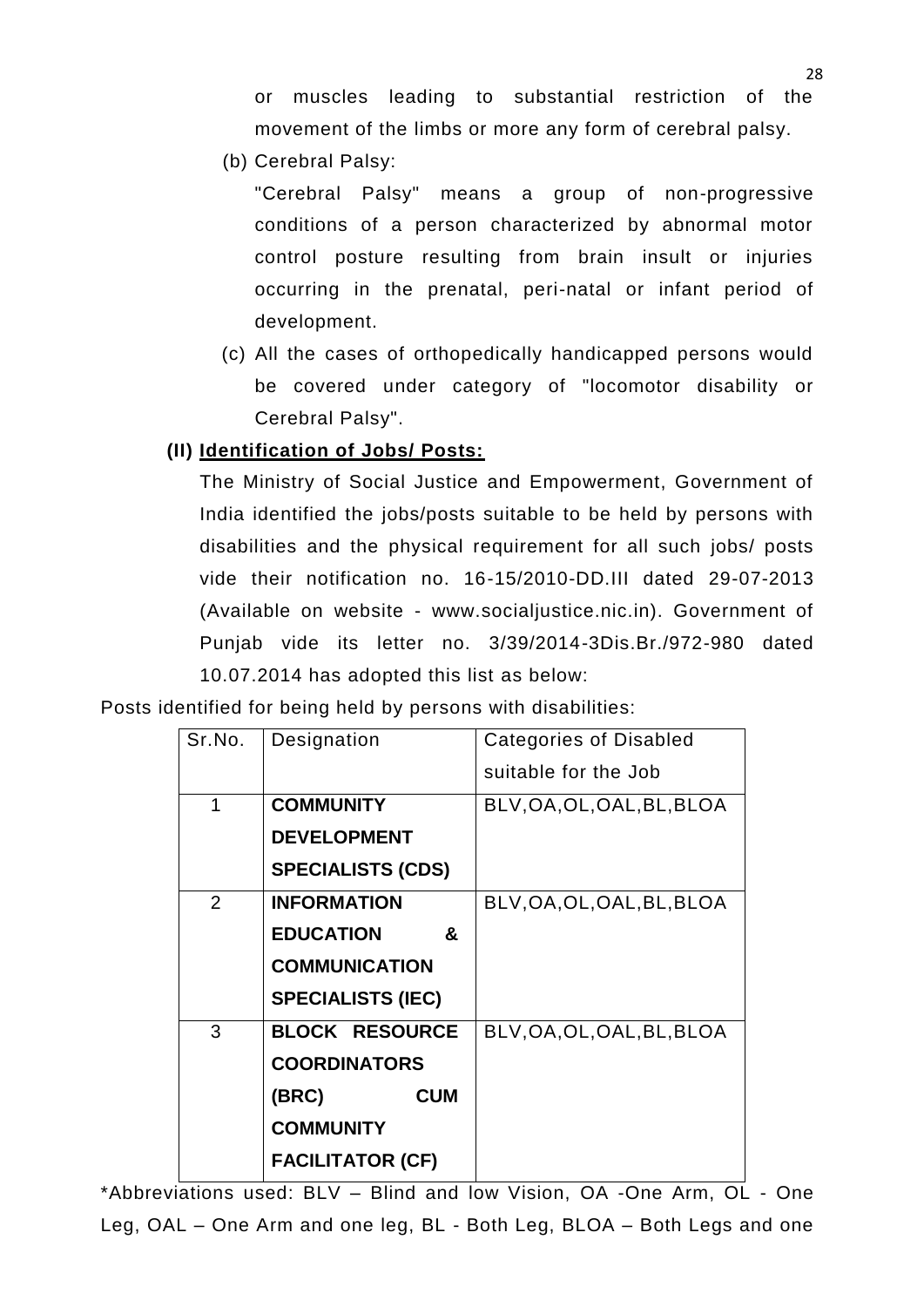or muscles leading to substantial restriction of the movement of the limbs or more any form of cerebral palsy.

(b) Cerebral Palsy:

"Cerebral Palsy" means a group of non-progressive conditions of a person characterized by abnormal motor control posture resulting from brain insult or injuries occurring in the prenatal, peri-natal or infant period of development.

(c) All the cases of orthopedically handicapped persons would be covered under category of "locomotor disability or Cerebral Palsy".

**(II) Identification of Jobs/ Posts:**

The Ministry of Social Justice and Empowerment, Government of India identified the jobs/posts suitable to be held by persons with disabilities and the physical requirement for all such jobs/ posts vide their notification no. 16-15/2010-DD.III dated 29-07-2013 (Available on website - www.socialjustice.nic.in). Government of Punjab vide its letter no. 3/39/2014-3Dis.Br./972-980 dated 10.07.2014 has adopted this list as below:

Posts identified for being held by persons with disabilities:

| Sr.No. | Designation | Categories of Disabled suitable for the Job |
|---|---|---|
| 1 | **COMMUNITY DEVELOPMENT SPECIALISTS (CDS)** | BLV,OA,OL,OAL,BL,BLOA |
| 2 | **INFORMATION EDUCATION & COMMUNICATION SPECIALISTS (IEC)** | BLV,OA,OL,OAL,BL,BLOA |
| 3 | **BLOCK RESOURCE COORDINATORS (BRC) CUM COMMUNITY FACILITATOR (CF)** | BLV,OA,OL,OAL,BL,BLOA |

*Abbreviations used: BLV – Blind and low Vision, OA -One Arm, OL - One Leg, OAL – One Arm and one leg, BL - Both Leg, BLOA – Both Legs and one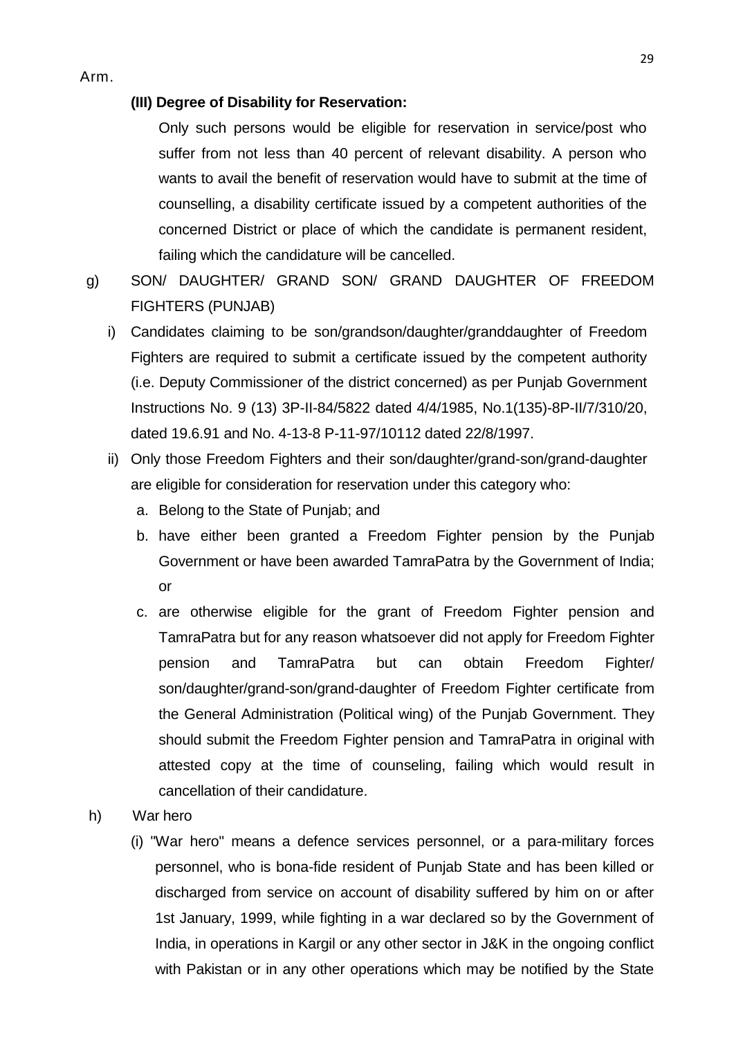Arm.

**(III) Degree of Disability for Reservation:**

Only such persons would be eligible for reservation in service/post who suffer from not less than 40 percent of relevant disability. A person who wants to avail the benefit of reservation would have to submit at the time of counselling, a disability certificate issued by a competent authorities of the concerned District or place of which the candidate is permanent resident, failing which the candidature will be cancelled.

g) SON/ DAUGHTER/ GRAND SON/ GRAND DAUGHTER OF FREEDOM FIGHTERS (PUNJAB)

i) Candidates claiming to be son/grandson/daughter/granddaughter of Freedom Fighters are required to submit a certificate issued by the competent authority (i.e. Deputy Commissioner of the district concerned) as per Punjab Government Instructions No. 9 (13) 3P-II-84/5822 dated 4/4/1985, No.1(135)-8P-II/7/310/20, dated 19.6.91 and No. 4-13-8 P-11-97/10112 dated 22/8/1997.

ii) Only those Freedom Fighters and their son/daughter/grand-son/grand-daughter are eligible for consideration for reservation under this category who:

a. Belong to the State of Punjab; and

b. have either been granted a Freedom Fighter pension by the Punjab Government or have been awarded TamraPatra by the Government of India; or

c. are otherwise eligible for the grant of Freedom Fighter pension and TamraPatra but for any reason whatsoever did not apply for Freedom Fighter pension and TamraPatra but can obtain Freedom Fighter/ son/daughter/grand-son/grand-daughter of Freedom Fighter certificate from the General Administration (Political wing) of the Punjab Government. They should submit the Freedom Fighter pension and TamraPatra in original with attested copy at the time of counseling, failing which would result in cancellation of their candidature.

h) War hero

(i) "War hero" means a defence services personnel, or a para-military forces personnel, who is bona-fide resident of Punjab State and has been killed or discharged from service on account of disability suffered by him on or after 1st January, 1999, while fighting in a war declared so by the Government of India, in operations in Kargil or any other sector in J&K in the ongoing conflict with Pakistan or in any other operations which may be notified by the State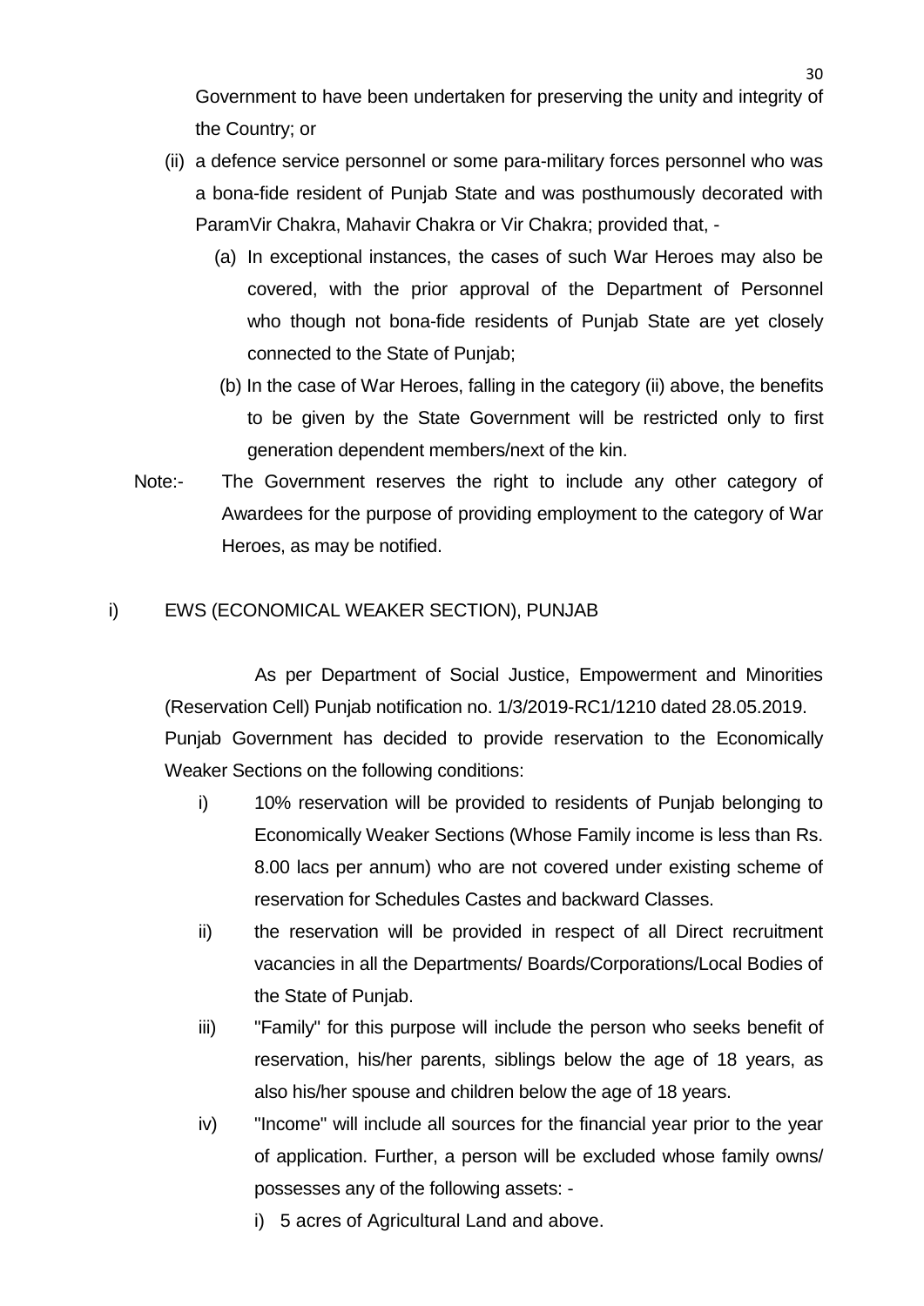Government to have been undertaken for preserving the unity and integrity of the Country; or

(ii) a defence service personnel or some para-military forces personnel who was a bona-fide resident of Punjab State and was posthumously decorated with ParamVir Chakra, Mahavir Chakra or Vir Chakra; provided that, -

  (a) In exceptional instances, the cases of such War Heroes may also be covered, with the prior approval of the Department of Personnel who though not bona-fide residents of Punjab State are yet closely connected to the State of Punjab;

  (b) In the case of War Heroes, falling in the category (ii) above, the benefits to be given by the State Government will be restricted only to first generation dependent members/next of the kin.

Note:- The Government reserves the right to include any other category of Awardees for the purpose of providing employment to the category of War Heroes, as may be notified.

i) EWS (ECONOMICAL WEAKER SECTION), PUNJAB

As per Department of Social Justice, Empowerment and Minorities (Reservation Cell) Punjab notification no. 1/3/2019-RC1/1210 dated 28.05.2019. Punjab Government has decided to provide reservation to the Economically Weaker Sections on the following conditions:

i) 10% reservation will be provided to residents of Punjab belonging to Economically Weaker Sections (Whose Family income is less than Rs. 8.00 lacs per annum) who are not covered under existing scheme of reservation for Schedules Castes and backward Classes.

ii) the reservation will be provided in respect of all Direct recruitment vacancies in all the Departments/ Boards/Corporations/Local Bodies of the State of Punjab.

iii) "Family" for this purpose will include the person who seeks benefit of reservation, his/her parents, siblings below the age of 18 years, as also his/her spouse and children below the age of 18 years.

iv) "Income" will include all sources for the financial year prior to the year of application. Further, a person will be excluded whose family owns/ possesses any of the following assets: -

  i) 5 acres of Agricultural Land and above.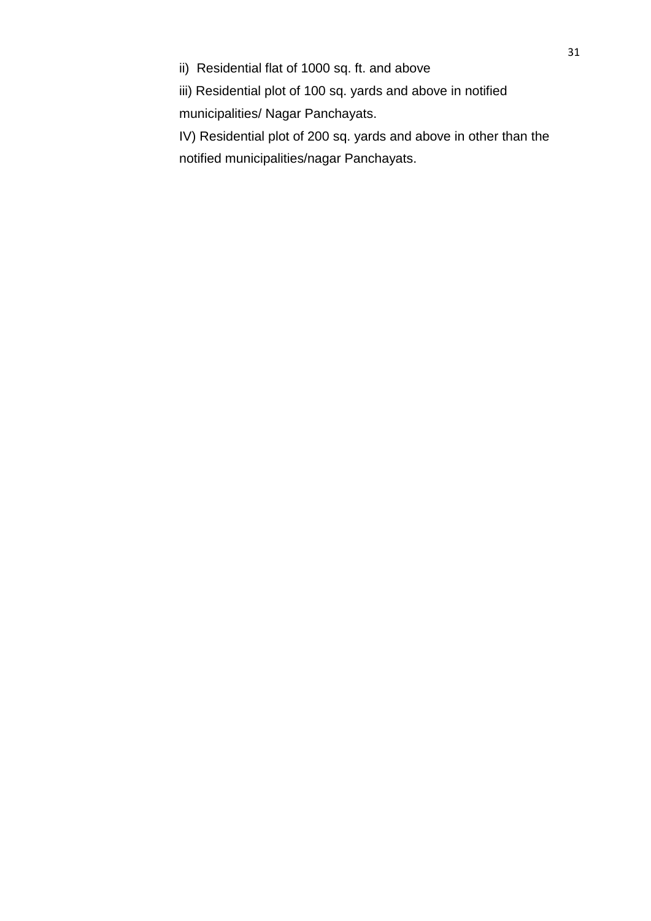ii) Residential flat of 1000 sq. ft. and above

iii) Residential plot of 100 sq. yards and above in notified municipalities/ Nagar Panchayats.

IV) Residential plot of 200 sq. yards and above in other than the notified municipalities/nagar Panchayats.